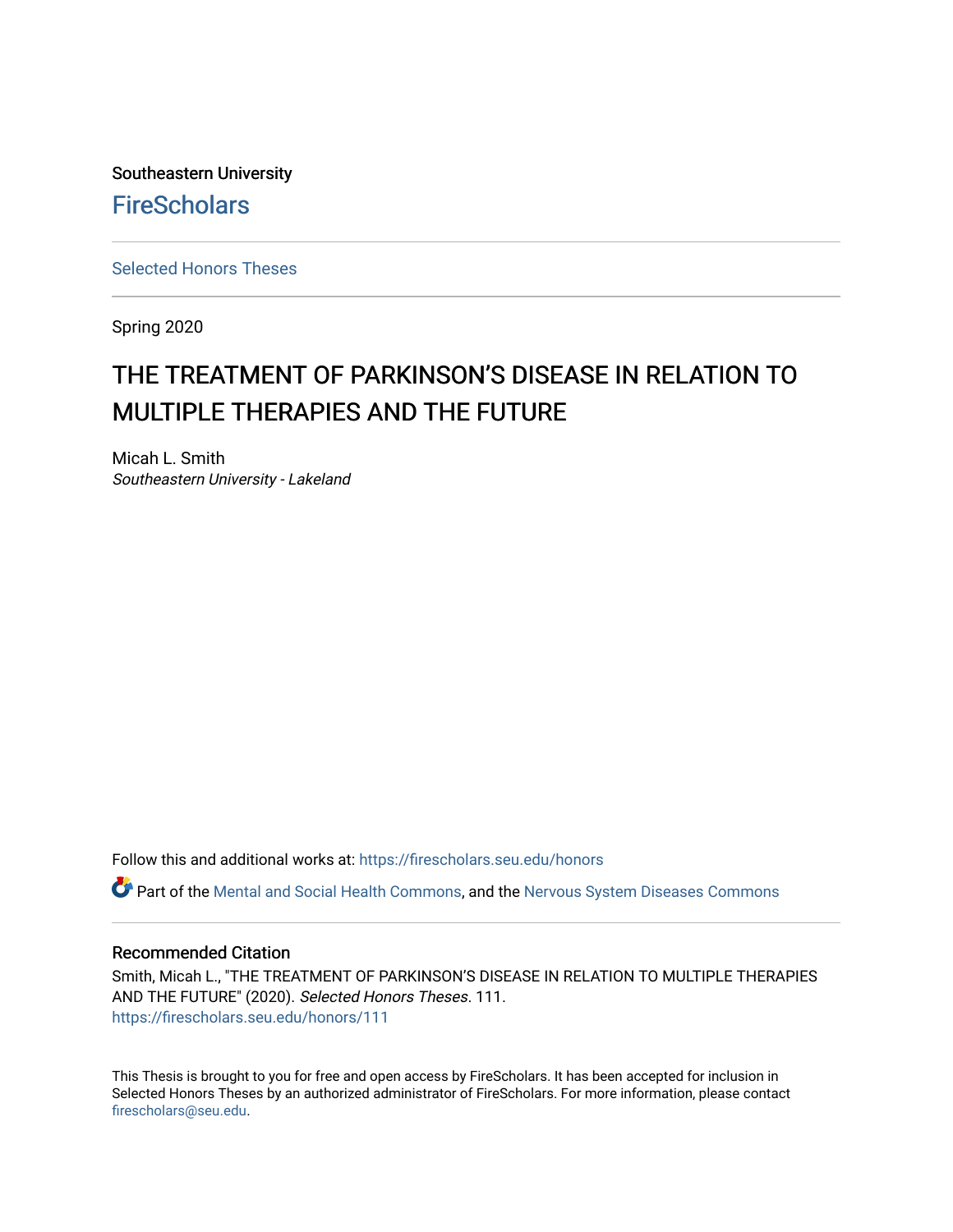Southeastern University

FireScholars

Selected Honors Theses

Spring 2020

# THE TREATMENT OF PARKINSON'S DISEASE IN RELATION TO MULTIPLE THERAPIES AND THE FUTURE

Micah L. Smith
*Southeastern University - Lakeland*

Follow this and additional works at: https://firescholars.seu.edu/honors

Part of the Mental and Social Health Commons, and the Nervous System Diseases Commons

## Recommended Citation

Smith, Micah L., "THE TREATMENT OF PARKINSON'S DISEASE IN RELATION TO MULTIPLE THERAPIES AND THE FUTURE" (2020). *Selected Honors Theses*. 111.
https://firescholars.seu.edu/honors/111

This Thesis is brought to you for free and open access by FireScholars. It has been accepted for inclusion in Selected Honors Theses by an authorized administrator of FireScholars. For more information, please contact firescholars@seu.edu.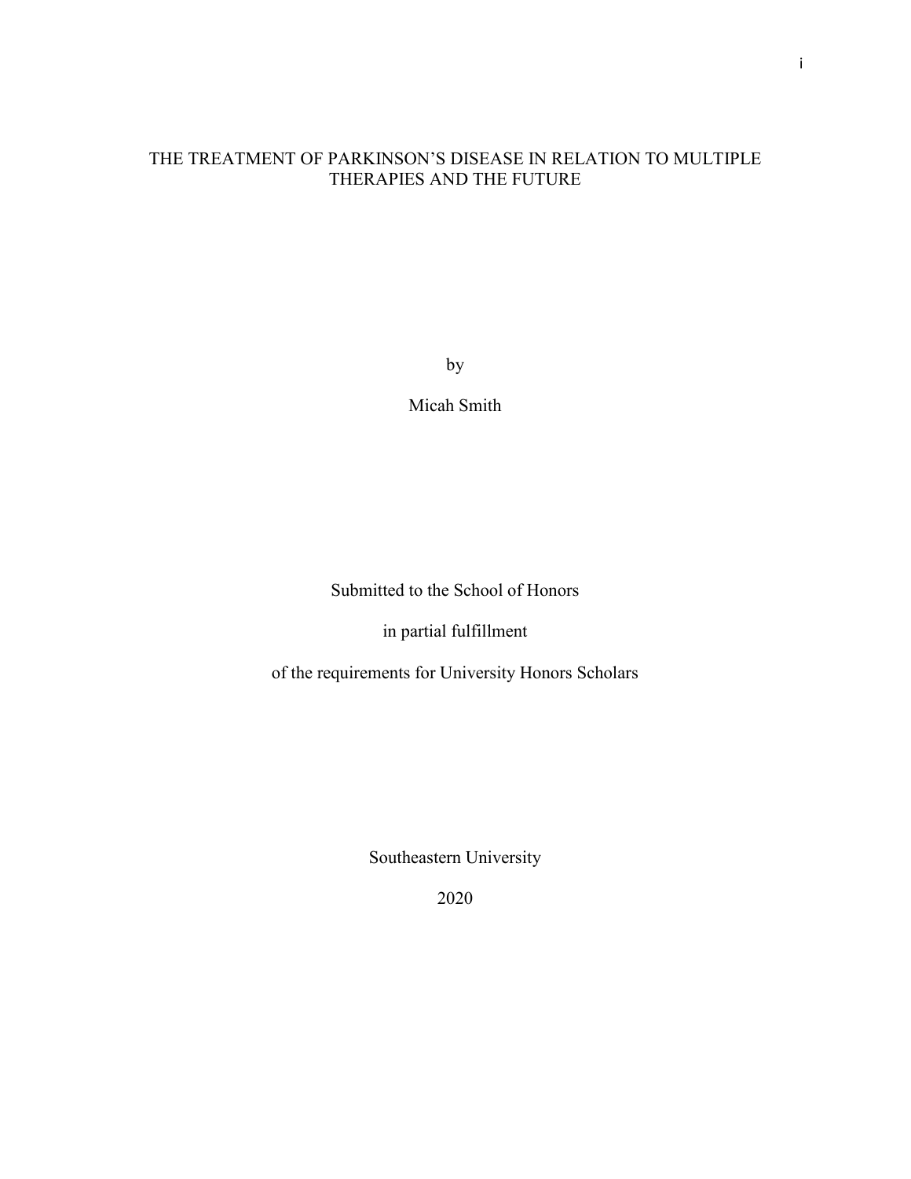# THE TREATMENT OF PARKINSON'S DISEASE IN RELATION TO MULTIPLE THERAPIES AND THE FUTURE

by

Micah Smith

Submitted to the School of Honors

in partial fulfillment

of the requirements for University Honors Scholars

Southeastern University

2020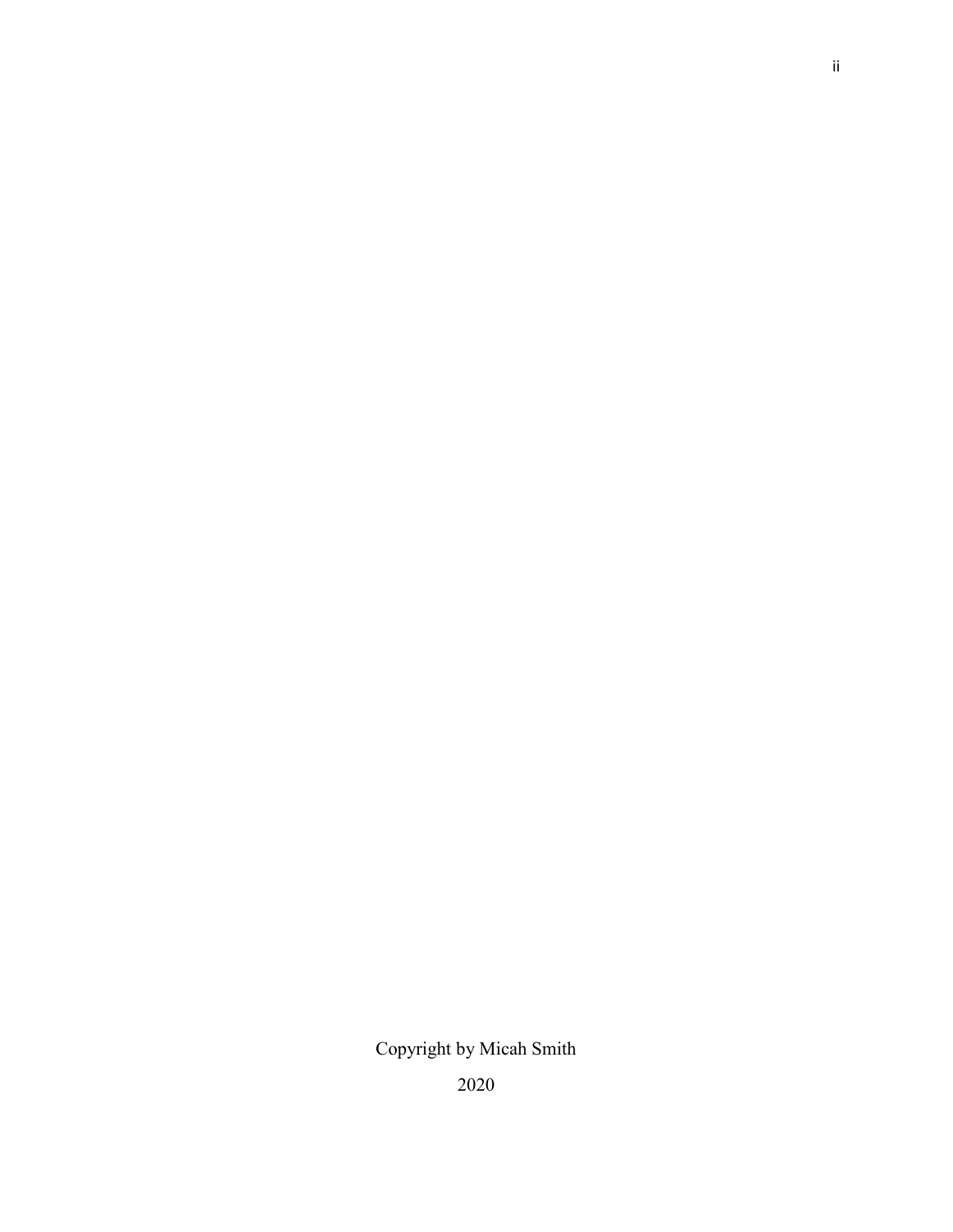Copyright by Micah Smith

2020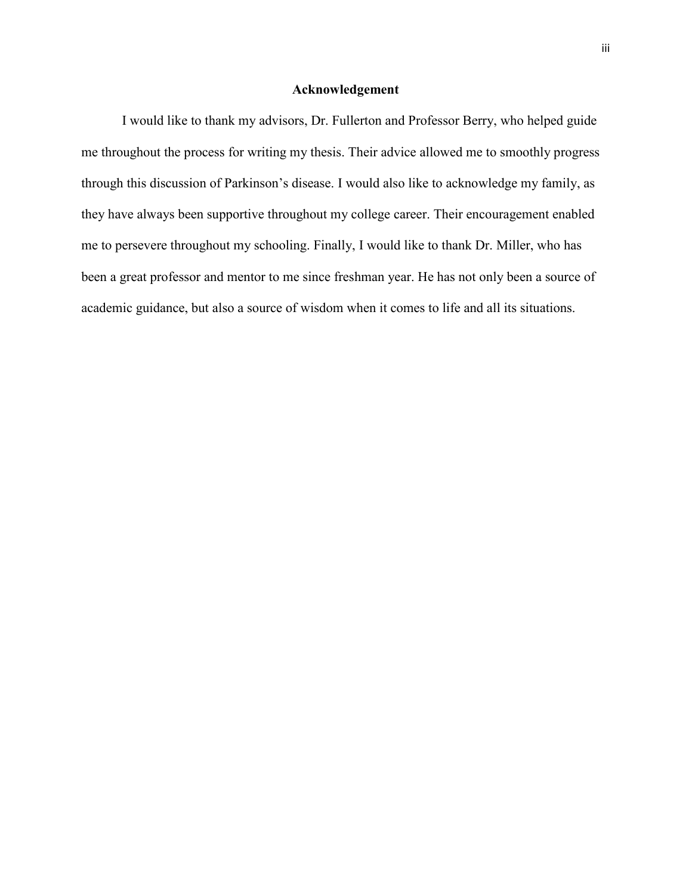# Acknowledgement

I would like to thank my advisors, Dr. Fullerton and Professor Berry, who helped guide me throughout the process for writing my thesis. Their advice allowed me to smoothly progress through this discussion of Parkinson's disease. I would also like to acknowledge my family, as they have always been supportive throughout my college career. Their encouragement enabled me to persevere throughout my schooling. Finally, I would like to thank Dr. Miller, who has been a great professor and mentor to me since freshman year. He has not only been a source of academic guidance, but also a source of wisdom when it comes to life and all its situations.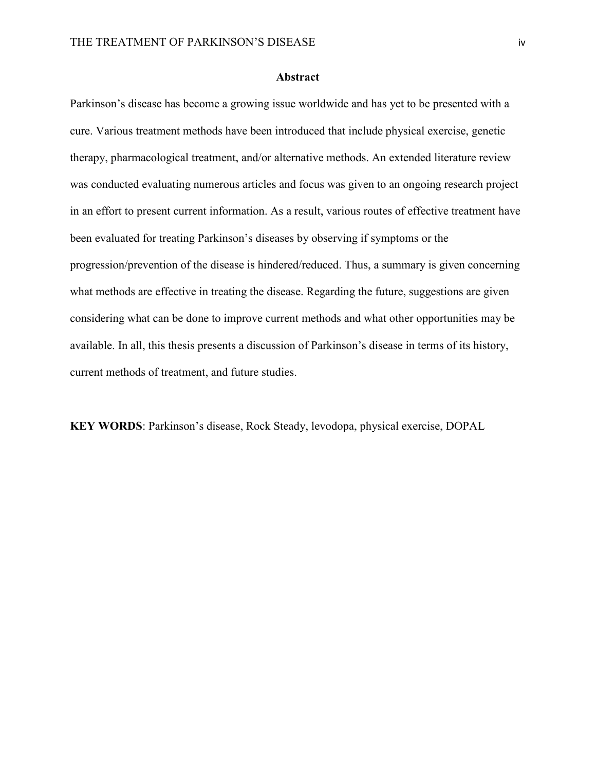## Abstract

Parkinson's disease has become a growing issue worldwide and has yet to be presented with a cure. Various treatment methods have been introduced that include physical exercise, genetic therapy, pharmacological treatment, and/or alternative methods. An extended literature review was conducted evaluating numerous articles and focus was given to an ongoing research project in an effort to present current information. As a result, various routes of effective treatment have been evaluated for treating Parkinson's diseases by observing if symptoms or the progression/prevention of the disease is hindered/reduced. Thus, a summary is given concerning what methods are effective in treating the disease. Regarding the future, suggestions are given considering what can be done to improve current methods and what other opportunities may be available. In all, this thesis presents a discussion of Parkinson's disease in terms of its history, current methods of treatment, and future studies.

**KEY WORDS**: Parkinson's disease, Rock Steady, levodopa, physical exercise, DOPAL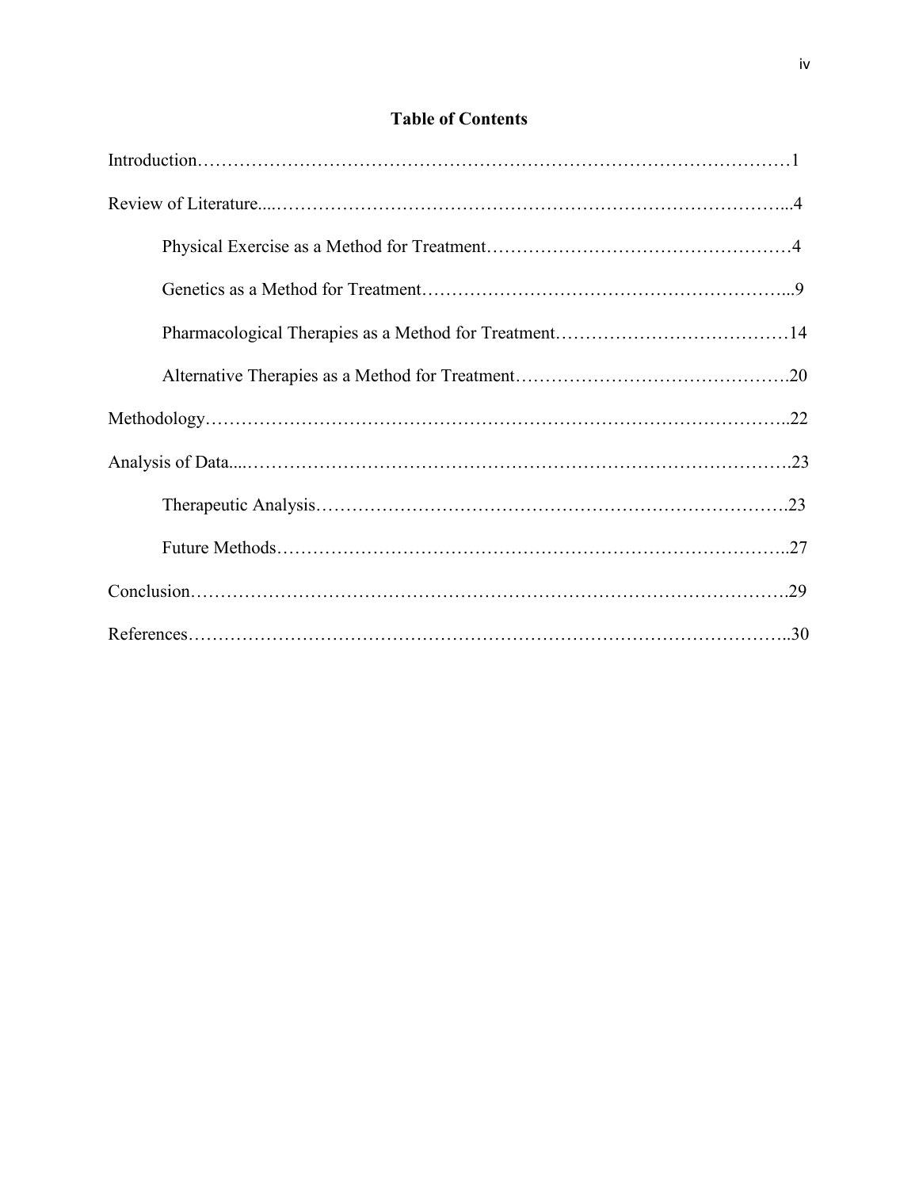## Table of Contents

Introduction……………………………………………………………………………………1

Review of Literature....………………………………………………………………………...4

Physical Exercise as a Method for Treatment……………………………………………4

Genetics as a Method for Treatment………………………………………………….....9

Pharmacological Therapies as a Method for Treatment…………………………………14

Alternative Therapies as a Method for Treatment……………………………………….20

Methodology…………………………………………………………………………………..22

Analysis of Data....……………………………………………………………………………23

Therapeutic Analysis…………………………………………………………………….23

Future Methods……………………………………………………………………….....27

Conclusion…………………………………………………………………………………….29

References……………………………………………………………………………………..30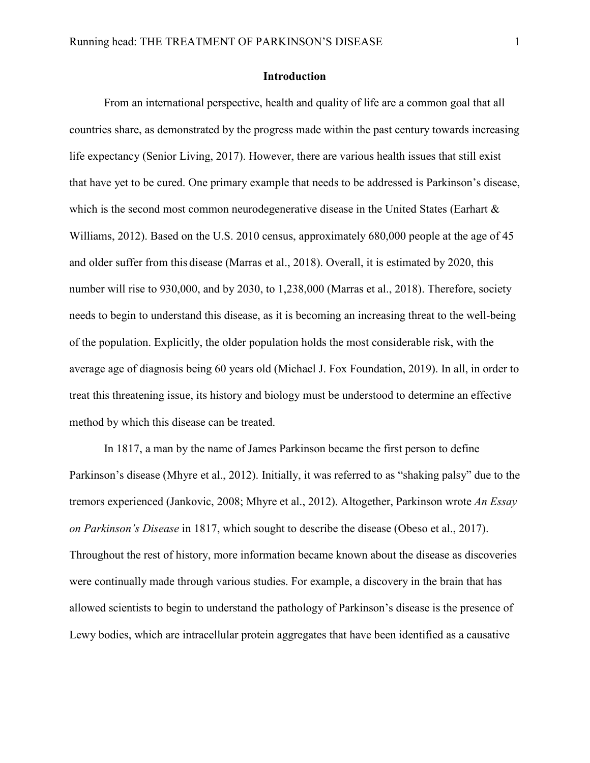## Introduction

From an international perspective, health and quality of life are a common goal that all countries share, as demonstrated by the progress made within the past century towards increasing life expectancy (Senior Living, 2017). However, there are various health issues that still exist that have yet to be cured. One primary example that needs to be addressed is Parkinson's disease, which is the second most common neurodegenerative disease in the United States (Earhart & Williams, 2012). Based on the U.S. 2010 census, approximately 680,000 people at the age of 45 and older suffer from this disease (Marras et al., 2018). Overall, it is estimated by 2020, this number will rise to 930,000, and by 2030, to 1,238,000 (Marras et al., 2018). Therefore, society needs to begin to understand this disease, as it is becoming an increasing threat to the well-being of the population. Explicitly, the older population holds the most considerable risk, with the average age of diagnosis being 60 years old (Michael J. Fox Foundation, 2019). In all, in order to treat this threatening issue, its history and biology must be understood to determine an effective method by which this disease can be treated.

In 1817, a man by the name of James Parkinson became the first person to define Parkinson's disease (Mhyre et al., 2012). Initially, it was referred to as "shaking palsy" due to the tremors experienced (Jankovic, 2008; Mhyre et al., 2012). Altogether, Parkinson wrote *An Essay on Parkinson's Disease* in 1817, which sought to describe the disease (Obeso et al., 2017). Throughout the rest of history, more information became known about the disease as discoveries were continually made through various studies. For example, a discovery in the brain that has allowed scientists to begin to understand the pathology of Parkinson's disease is the presence of Lewy bodies, which are intracellular protein aggregates that have been identified as a causative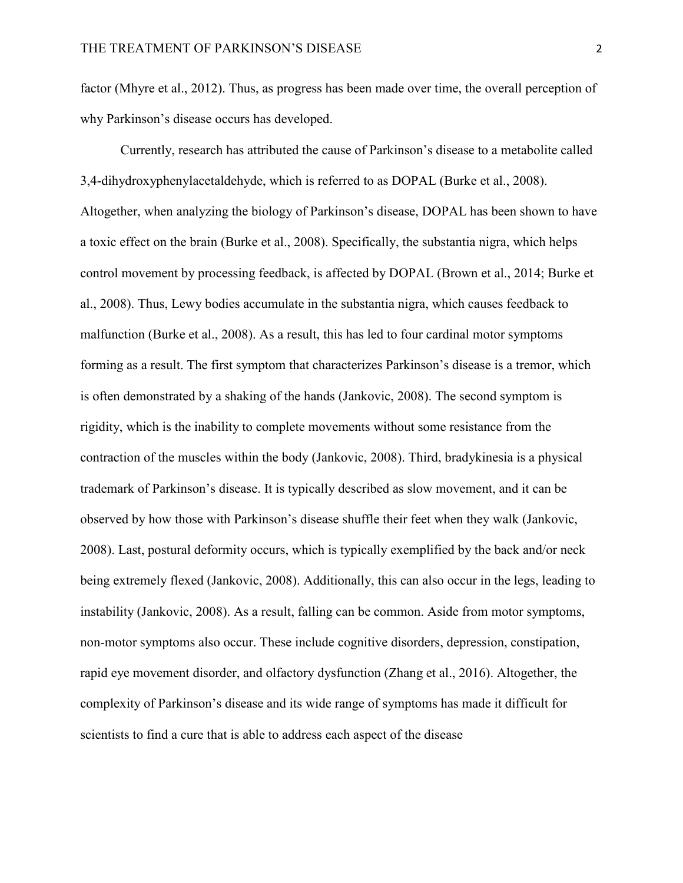factor (Mhyre et al., 2012). Thus, as progress has been made over time, the overall perception of why Parkinson's disease occurs has developed.

Currently, research has attributed the cause of Parkinson's disease to a metabolite called 3,4-dihydroxyphenylacetaldehyde, which is referred to as DOPAL (Burke et al., 2008). Altogether, when analyzing the biology of Parkinson's disease, DOPAL has been shown to have a toxic effect on the brain (Burke et al., 2008). Specifically, the substantia nigra, which helps control movement by processing feedback, is affected by DOPAL (Brown et al., 2014; Burke et al., 2008). Thus, Lewy bodies accumulate in the substantia nigra, which causes feedback to malfunction (Burke et al., 2008). As a result, this has led to four cardinal motor symptoms forming as a result. The first symptom that characterizes Parkinson's disease is a tremor, which is often demonstrated by a shaking of the hands (Jankovic, 2008). The second symptom is rigidity, which is the inability to complete movements without some resistance from the contraction of the muscles within the body (Jankovic, 2008). Third, bradykinesia is a physical trademark of Parkinson's disease. It is typically described as slow movement, and it can be observed by how those with Parkinson's disease shuffle their feet when they walk (Jankovic, 2008). Last, postural deformity occurs, which is typically exemplified by the back and/or neck being extremely flexed (Jankovic, 2008). Additionally, this can also occur in the legs, leading to instability (Jankovic, 2008). As a result, falling can be common. Aside from motor symptoms, non-motor symptoms also occur. These include cognitive disorders, depression, constipation, rapid eye movement disorder, and olfactory dysfunction (Zhang et al., 2016). Altogether, the complexity of Parkinson's disease and its wide range of symptoms has made it difficult for scientists to find a cure that is able to address each aspect of the disease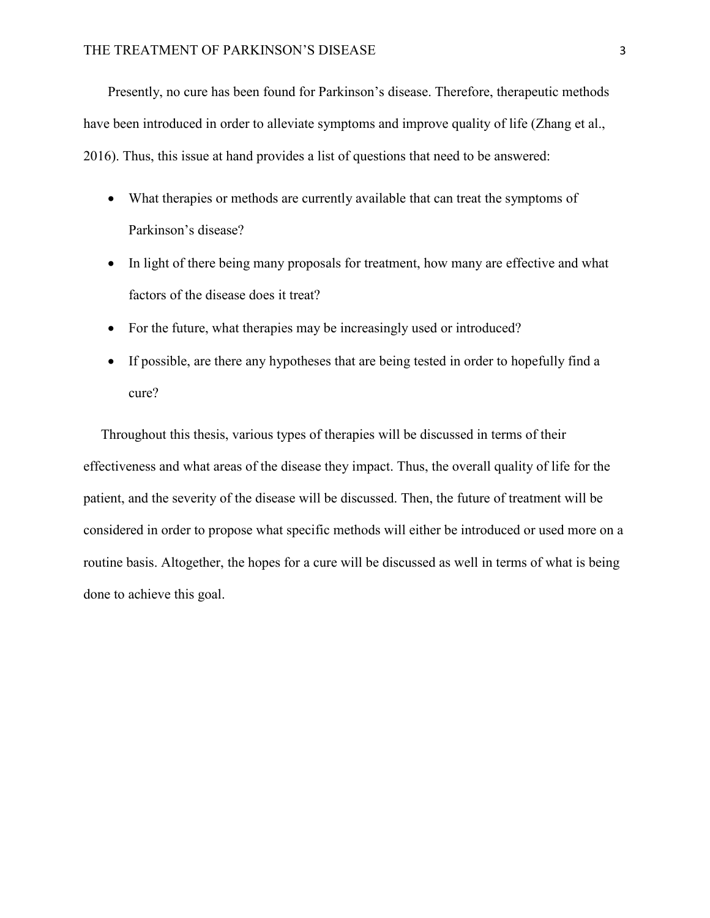Presently, no cure has been found for Parkinson's disease. Therefore, therapeutic methods have been introduced in order to alleviate symptoms and improve quality of life (Zhang et al., 2016). Thus, this issue at hand provides a list of questions that need to be answered:

- What therapies or methods are currently available that can treat the symptoms of Parkinson's disease?
- In light of there being many proposals for treatment, how many are effective and what factors of the disease does it treat?
- For the future, what therapies may be increasingly used or introduced?
- If possible, are there any hypotheses that are being tested in order to hopefully find a cure?

Throughout this thesis, various types of therapies will be discussed in terms of their effectiveness and what areas of the disease they impact. Thus, the overall quality of life for the patient, and the severity of the disease will be discussed. Then, the future of treatment will be considered in order to propose what specific methods will either be introduced or used more on a routine basis. Altogether, the hopes for a cure will be discussed as well in terms of what is being done to achieve this goal.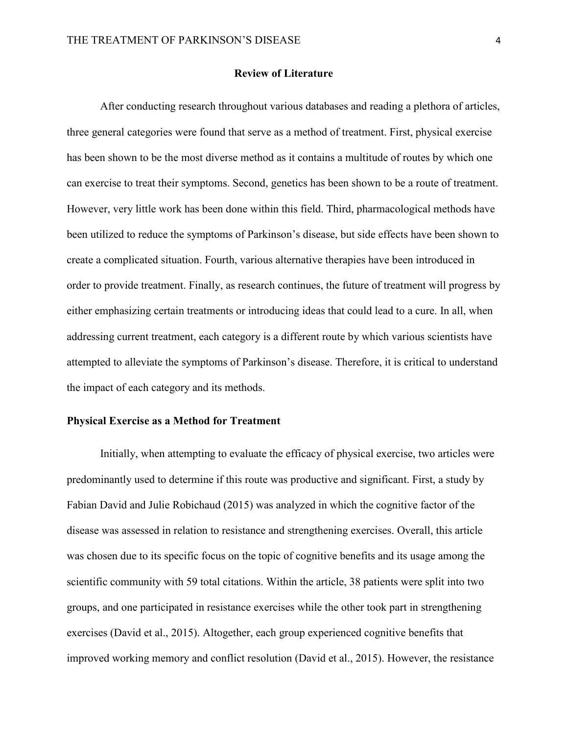## Review of Literature

After conducting research throughout various databases and reading a plethora of articles, three general categories were found that serve as a method of treatment. First, physical exercise has been shown to be the most diverse method as it contains a multitude of routes by which one can exercise to treat their symptoms. Second, genetics has been shown to be a route of treatment. However, very little work has been done within this field. Third, pharmacological methods have been utilized to reduce the symptoms of Parkinson's disease, but side effects have been shown to create a complicated situation. Fourth, various alternative therapies have been introduced in order to provide treatment. Finally, as research continues, the future of treatment will progress by either emphasizing certain treatments or introducing ideas that could lead to a cure. In all, when addressing current treatment, each category is a different route by which various scientists have attempted to alleviate the symptoms of Parkinson's disease. Therefore, it is critical to understand the impact of each category and its methods.

### Physical Exercise as a Method for Treatment

Initially, when attempting to evaluate the efficacy of physical exercise, two articles were predominantly used to determine if this route was productive and significant. First, a study by Fabian David and Julie Robichaud (2015) was analyzed in which the cognitive factor of the disease was assessed in relation to resistance and strengthening exercises. Overall, this article was chosen due to its specific focus on the topic of cognitive benefits and its usage among the scientific community with 59 total citations. Within the article, 38 patients were split into two groups, and one participated in resistance exercises while the other took part in strengthening exercises (David et al., 2015). Altogether, each group experienced cognitive benefits that improved working memory and conflict resolution (David et al., 2015). However, the resistance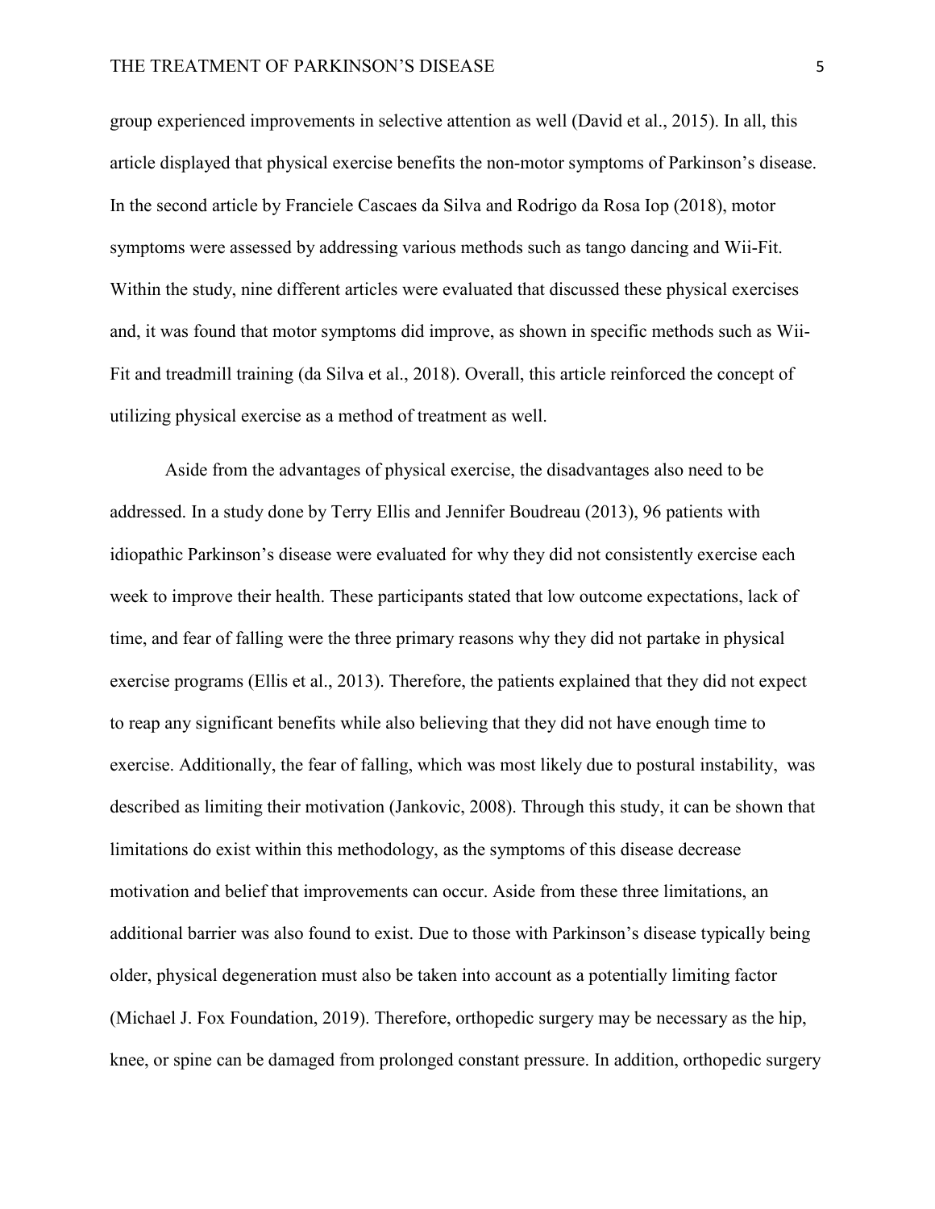group experienced improvements in selective attention as well (David et al., 2015). In all, this article displayed that physical exercise benefits the non-motor symptoms of Parkinson's disease. In the second article by Franciele Cascaes da Silva and Rodrigo da Rosa Iop (2018), motor symptoms were assessed by addressing various methods such as tango dancing and Wii-Fit. Within the study, nine different articles were evaluated that discussed these physical exercises and, it was found that motor symptoms did improve, as shown in specific methods such as Wii-Fit and treadmill training (da Silva et al., 2018). Overall, this article reinforced the concept of utilizing physical exercise as a method of treatment as well.

Aside from the advantages of physical exercise, the disadvantages also need to be addressed. In a study done by Terry Ellis and Jennifer Boudreau (2013), 96 patients with idiopathic Parkinson's disease were evaluated for why they did not consistently exercise each week to improve their health. These participants stated that low outcome expectations, lack of time, and fear of falling were the three primary reasons why they did not partake in physical exercise programs (Ellis et al., 2013). Therefore, the patients explained that they did not expect to reap any significant benefits while also believing that they did not have enough time to exercise. Additionally, the fear of falling, which was most likely due to postural instability, was described as limiting their motivation (Jankovic, 2008). Through this study, it can be shown that limitations do exist within this methodology, as the symptoms of this disease decrease motivation and belief that improvements can occur. Aside from these three limitations, an additional barrier was also found to exist. Due to those with Parkinson's disease typically being older, physical degeneration must also be taken into account as a potentially limiting factor (Michael J. Fox Foundation, 2019). Therefore, orthopedic surgery may be necessary as the hip, knee, or spine can be damaged from prolonged constant pressure. In addition, orthopedic surgery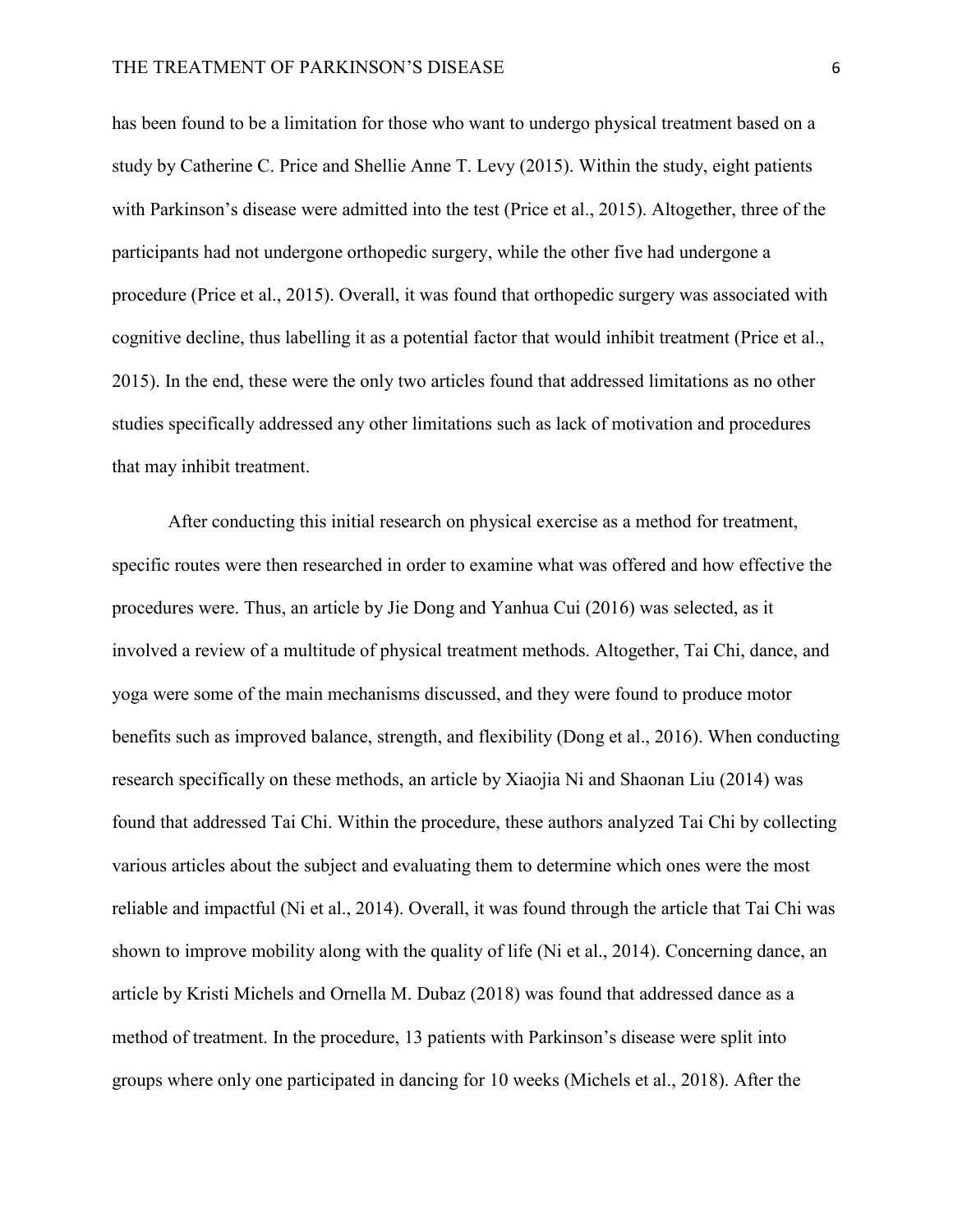has been found to be a limitation for those who want to undergo physical treatment based on a study by Catherine C. Price and Shellie Anne T. Levy (2015). Within the study, eight patients with Parkinson's disease were admitted into the test (Price et al., 2015). Altogether, three of the participants had not undergone orthopedic surgery, while the other five had undergone a procedure (Price et al., 2015). Overall, it was found that orthopedic surgery was associated with cognitive decline, thus labelling it as a potential factor that would inhibit treatment (Price et al., 2015). In the end, these were the only two articles found that addressed limitations as no other studies specifically addressed any other limitations such as lack of motivation and procedures that may inhibit treatment.

After conducting this initial research on physical exercise as a method for treatment, specific routes were then researched in order to examine what was offered and how effective the procedures were. Thus, an article by Jie Dong and Yanhua Cui (2016) was selected, as it involved a review of a multitude of physical treatment methods. Altogether, Tai Chi, dance, and yoga were some of the main mechanisms discussed, and they were found to produce motor benefits such as improved balance, strength, and flexibility (Dong et al., 2016). When conducting research specifically on these methods, an article by Xiaojia Ni and Shaonan Liu (2014) was found that addressed Tai Chi. Within the procedure, these authors analyzed Tai Chi by collecting various articles about the subject and evaluating them to determine which ones were the most reliable and impactful (Ni et al., 2014). Overall, it was found through the article that Tai Chi was shown to improve mobility along with the quality of life (Ni et al., 2014). Concerning dance, an article by Kristi Michels and Ornella M. Dubaz (2018) was found that addressed dance as a method of treatment. In the procedure, 13 patients with Parkinson's disease were split into groups where only one participated in dancing for 10 weeks (Michels et al., 2018). After the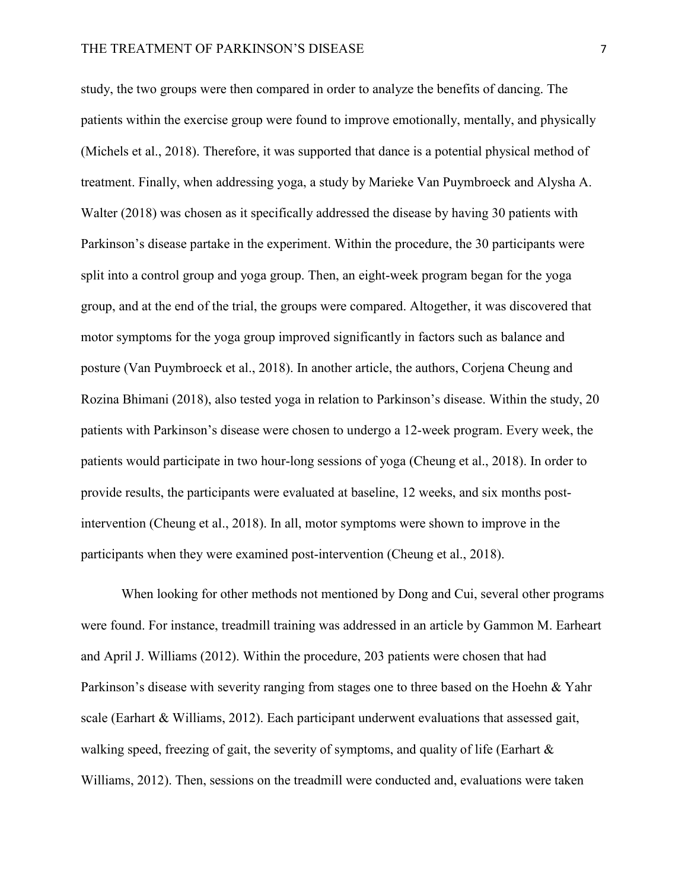study, the two groups were then compared in order to analyze the benefits of dancing. The patients within the exercise group were found to improve emotionally, mentally, and physically (Michels et al., 2018). Therefore, it was supported that dance is a potential physical method of treatment. Finally, when addressing yoga, a study by Marieke Van Puymbroeck and Alysha A. Walter (2018) was chosen as it specifically addressed the disease by having 30 patients with Parkinson's disease partake in the experiment. Within the procedure, the 30 participants were split into a control group and yoga group. Then, an eight-week program began for the yoga group, and at the end of the trial, the groups were compared. Altogether, it was discovered that motor symptoms for the yoga group improved significantly in factors such as balance and posture (Van Puymbroeck et al., 2018). In another article, the authors, Corjena Cheung and Rozina Bhimani (2018), also tested yoga in relation to Parkinson's disease. Within the study, 20 patients with Parkinson's disease were chosen to undergo a 12-week program. Every week, the patients would participate in two hour-long sessions of yoga (Cheung et al., 2018). In order to provide results, the participants were evaluated at baseline, 12 weeks, and six months post-intervention (Cheung et al., 2018). In all, motor symptoms were shown to improve in the participants when they were examined post-intervention (Cheung et al., 2018).

When looking for other methods not mentioned by Dong and Cui, several other programs were found. For instance, treadmill training was addressed in an article by Gammon M. Earheart and April J. Williams (2012). Within the procedure, 203 patients were chosen that had Parkinson's disease with severity ranging from stages one to three based on the Hoehn & Yahr scale (Earhart & Williams, 2012). Each participant underwent evaluations that assessed gait, walking speed, freezing of gait, the severity of symptoms, and quality of life (Earhart & Williams, 2012). Then, sessions on the treadmill were conducted and, evaluations were taken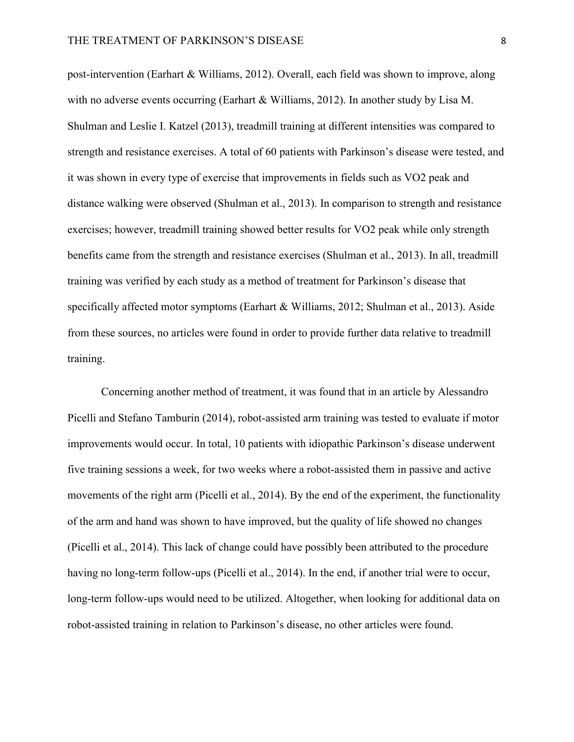post-intervention (Earhart & Williams, 2012). Overall, each field was shown to improve, along with no adverse events occurring (Earhart & Williams, 2012). In another study by Lisa M. Shulman and Leslie I. Katzel (2013), treadmill training at different intensities was compared to strength and resistance exercises. A total of 60 patients with Parkinson's disease were tested, and it was shown in every type of exercise that improvements in fields such as VO2 peak and distance walking were observed (Shulman et al., 2013). In comparison to strength and resistance exercises; however, treadmill training showed better results for VO2 peak while only strength benefits came from the strength and resistance exercises (Shulman et al., 2013). In all, treadmill training was verified by each study as a method of treatment for Parkinson's disease that specifically affected motor symptoms (Earhart & Williams, 2012; Shulman et al., 2013). Aside from these sources, no articles were found in order to provide further data relative to treadmill training.

Concerning another method of treatment, it was found that in an article by Alessandro Picelli and Stefano Tamburin (2014), robot-assisted arm training was tested to evaluate if motor improvements would occur. In total, 10 patients with idiopathic Parkinson's disease underwent five training sessions a week, for two weeks where a robot-assisted them in passive and active movements of the right arm (Picelli et al., 2014). By the end of the experiment, the functionality of the arm and hand was shown to have improved, but the quality of life showed no changes (Picelli et al., 2014). This lack of change could have possibly been attributed to the procedure having no long-term follow-ups (Picelli et al., 2014). In the end, if another trial were to occur, long-term follow-ups would need to be utilized. Altogether, when looking for additional data on robot-assisted training in relation to Parkinson's disease, no other articles were found.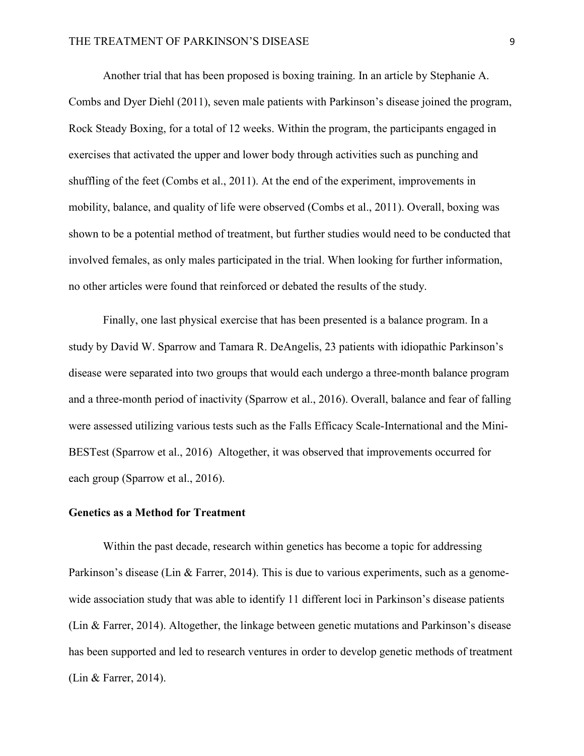Another trial that has been proposed is boxing training. In an article by Stephanie A. Combs and Dyer Diehl (2011), seven male patients with Parkinson's disease joined the program, Rock Steady Boxing, for a total of 12 weeks. Within the program, the participants engaged in exercises that activated the upper and lower body through activities such as punching and shuffling of the feet (Combs et al., 2011). At the end of the experiment, improvements in mobility, balance, and quality of life were observed (Combs et al., 2011). Overall, boxing was shown to be a potential method of treatment, but further studies would need to be conducted that involved females, as only males participated in the trial. When looking for further information, no other articles were found that reinforced or debated the results of the study.

Finally, one last physical exercise that has been presented is a balance program. In a study by David W. Sparrow and Tamara R. DeAngelis, 23 patients with idiopathic Parkinson's disease were separated into two groups that would each undergo a three-month balance program and a three-month period of inactivity (Sparrow et al., 2016). Overall, balance and fear of falling were assessed utilizing various tests such as the Falls Efficacy Scale-International and the Mini-BESTest (Sparrow et al., 2016)  Altogether, it was observed that improvements occurred for each group (Sparrow et al., 2016).

**Genetics as a Method for Treatment**

Within the past decade, research within genetics has become a topic for addressing Parkinson's disease (Lin & Farrer, 2014). This is due to various experiments, such as a genome-wide association study that was able to identify 11 different loci in Parkinson's disease patients (Lin & Farrer, 2014). Altogether, the linkage between genetic mutations and Parkinson's disease has been supported and led to research ventures in order to develop genetic methods of treatment (Lin & Farrer, 2014).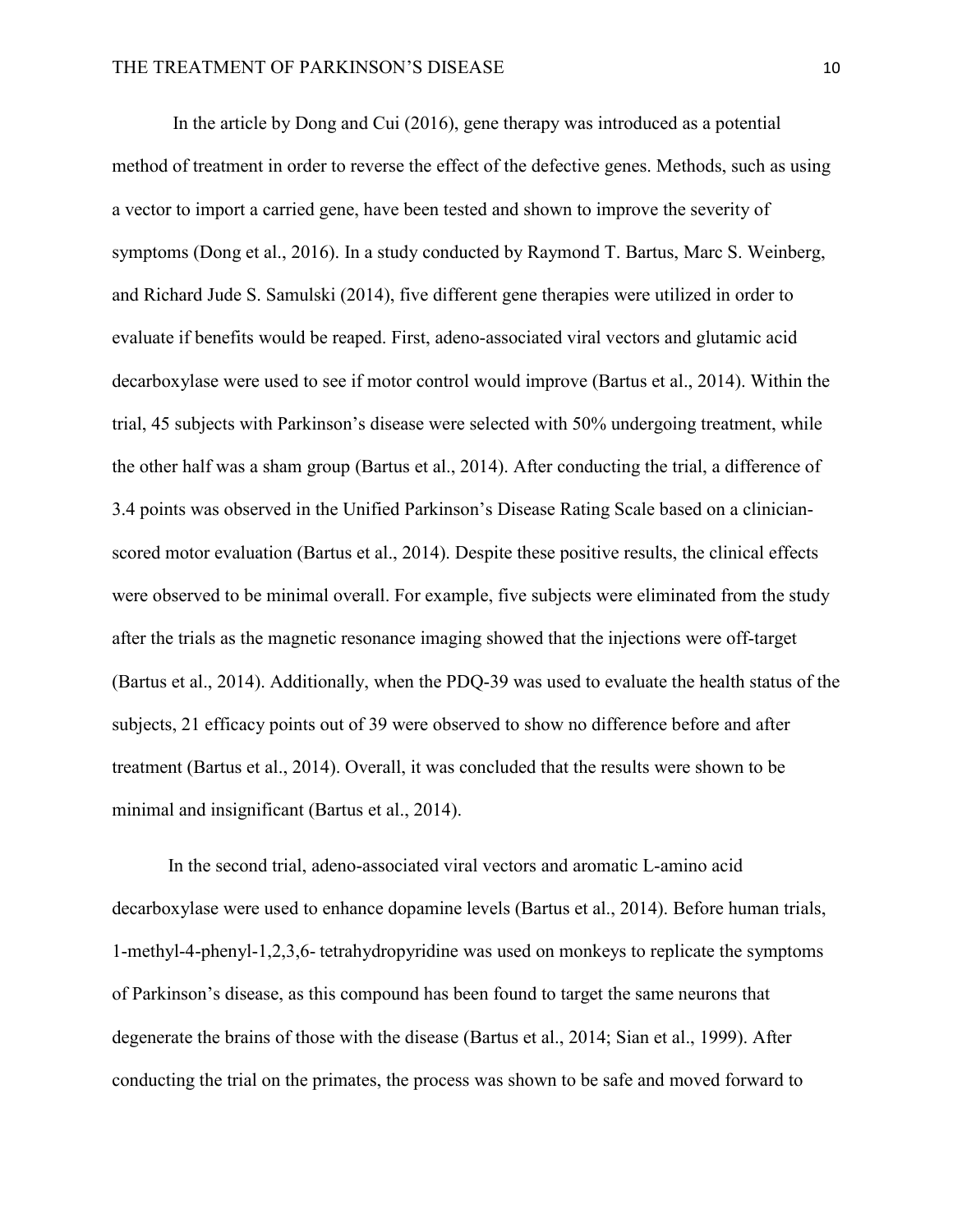In the article by Dong and Cui (2016), gene therapy was introduced as a potential method of treatment in order to reverse the effect of the defective genes. Methods, such as using a vector to import a carried gene, have been tested and shown to improve the severity of symptoms (Dong et al., 2016). In a study conducted by Raymond T. Bartus, Marc S. Weinberg, and Richard Jude S. Samulski (2014), five different gene therapies were utilized in order to evaluate if benefits would be reaped. First, adeno-associated viral vectors and glutamic acid decarboxylase were used to see if motor control would improve (Bartus et al., 2014). Within the trial, 45 subjects with Parkinson's disease were selected with 50% undergoing treatment, while the other half was a sham group (Bartus et al., 2014). After conducting the trial, a difference of 3.4 points was observed in the Unified Parkinson's Disease Rating Scale based on a clinician-scored motor evaluation (Bartus et al., 2014). Despite these positive results, the clinical effects were observed to be minimal overall. For example, five subjects were eliminated from the study after the trials as the magnetic resonance imaging showed that the injections were off-target (Bartus et al., 2014). Additionally, when the PDQ-39 was used to evaluate the health status of the subjects, 21 efficacy points out of 39 were observed to show no difference before and after treatment (Bartus et al., 2014). Overall, it was concluded that the results were shown to be minimal and insignificant (Bartus et al., 2014).

In the second trial, adeno-associated viral vectors and aromatic L-amino acid decarboxylase were used to enhance dopamine levels (Bartus et al., 2014). Before human trials, 1-methyl-4-phenyl-1,2,3,6- tetrahydropyridine was used on monkeys to replicate the symptoms of Parkinson's disease, as this compound has been found to target the same neurons that degenerate the brains of those with the disease (Bartus et al., 2014; Sian et al., 1999). After conducting the trial on the primates, the process was shown to be safe and moved forward to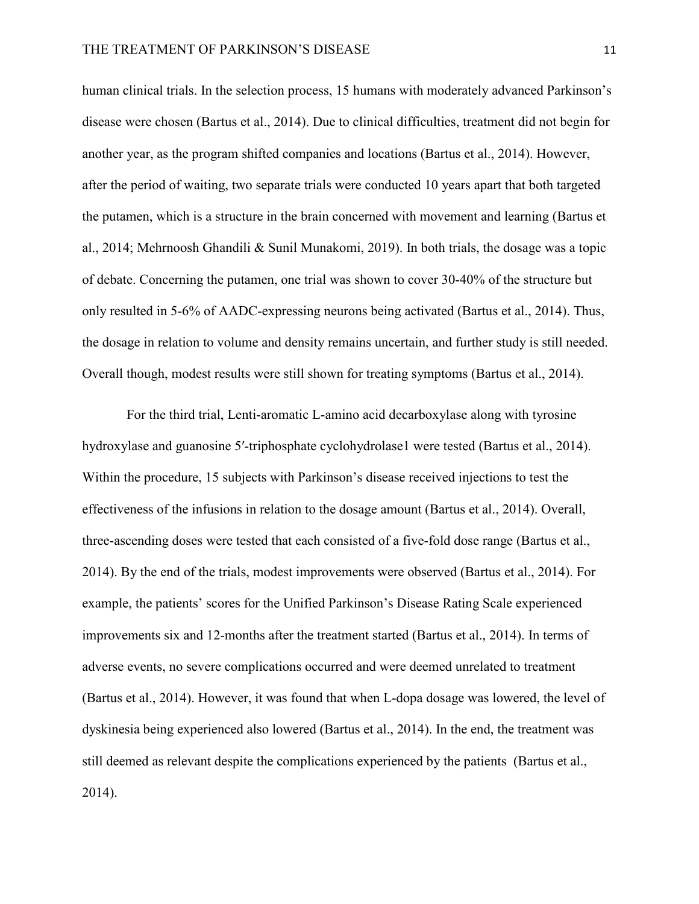human clinical trials. In the selection process, 15 humans with moderately advanced Parkinson's disease were chosen (Bartus et al., 2014). Due to clinical difficulties, treatment did not begin for another year, as the program shifted companies and locations (Bartus et al., 2014). However, after the period of waiting, two separate trials were conducted 10 years apart that both targeted the putamen, which is a structure in the brain concerned with movement and learning (Bartus et al., 2014; Mehrnoosh Ghandili & Sunil Munakomi, 2019). In both trials, the dosage was a topic of debate. Concerning the putamen, one trial was shown to cover 30-40% of the structure but only resulted in 5-6% of AADC-expressing neurons being activated (Bartus et al., 2014). Thus, the dosage in relation to volume and density remains uncertain, and further study is still needed. Overall though, modest results were still shown for treating symptoms (Bartus et al., 2014).

For the third trial, Lenti-aromatic L-amino acid decarboxylase along with tyrosine hydroxylase and guanosine 5′-triphosphate cyclohydrolase1 were tested (Bartus et al., 2014). Within the procedure, 15 subjects with Parkinson's disease received injections to test the effectiveness of the infusions in relation to the dosage amount (Bartus et al., 2014). Overall, three-ascending doses were tested that each consisted of a five-fold dose range (Bartus et al., 2014). By the end of the trials, modest improvements were observed (Bartus et al., 2014). For example, the patients' scores for the Unified Parkinson's Disease Rating Scale experienced improvements six and 12-months after the treatment started (Bartus et al., 2014). In terms of adverse events, no severe complications occurred and were deemed unrelated to treatment (Bartus et al., 2014). However, it was found that when L-dopa dosage was lowered, the level of dyskinesia being experienced also lowered (Bartus et al., 2014). In the end, the treatment was still deemed as relevant despite the complications experienced by the patients (Bartus et al., 2014).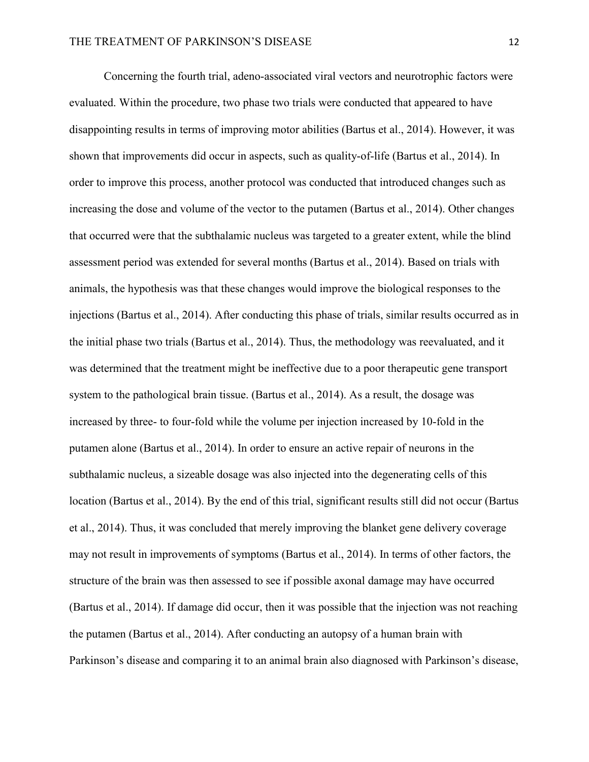Concerning the fourth trial, adeno-associated viral vectors and neurotrophic factors were evaluated. Within the procedure, two phase two trials were conducted that appeared to have disappointing results in terms of improving motor abilities (Bartus et al., 2014). However, it was shown that improvements did occur in aspects, such as quality-of-life (Bartus et al., 2014). In order to improve this process, another protocol was conducted that introduced changes such as increasing the dose and volume of the vector to the putamen (Bartus et al., 2014). Other changes that occurred were that the subthalamic nucleus was targeted to a greater extent, while the blind assessment period was extended for several months (Bartus et al., 2014). Based on trials with animals, the hypothesis was that these changes would improve the biological responses to the injections (Bartus et al., 2014). After conducting this phase of trials, similar results occurred as in the initial phase two trials (Bartus et al., 2014). Thus, the methodology was reevaluated, and it was determined that the treatment might be ineffective due to a poor therapeutic gene transport system to the pathological brain tissue. (Bartus et al., 2014). As a result, the dosage was increased by three- to four-fold while the volume per injection increased by 10-fold in the putamen alone (Bartus et al., 2014). In order to ensure an active repair of neurons in the subthalamic nucleus, a sizeable dosage was also injected into the degenerating cells of this location (Bartus et al., 2014). By the end of this trial, significant results still did not occur (Bartus et al., 2014). Thus, it was concluded that merely improving the blanket gene delivery coverage may not result in improvements of symptoms (Bartus et al., 2014). In terms of other factors, the structure of the brain was then assessed to see if possible axonal damage may have occurred (Bartus et al., 2014). If damage did occur, then it was possible that the injection was not reaching the putamen (Bartus et al., 2014). After conducting an autopsy of a human brain with Parkinson's disease and comparing it to an animal brain also diagnosed with Parkinson's disease,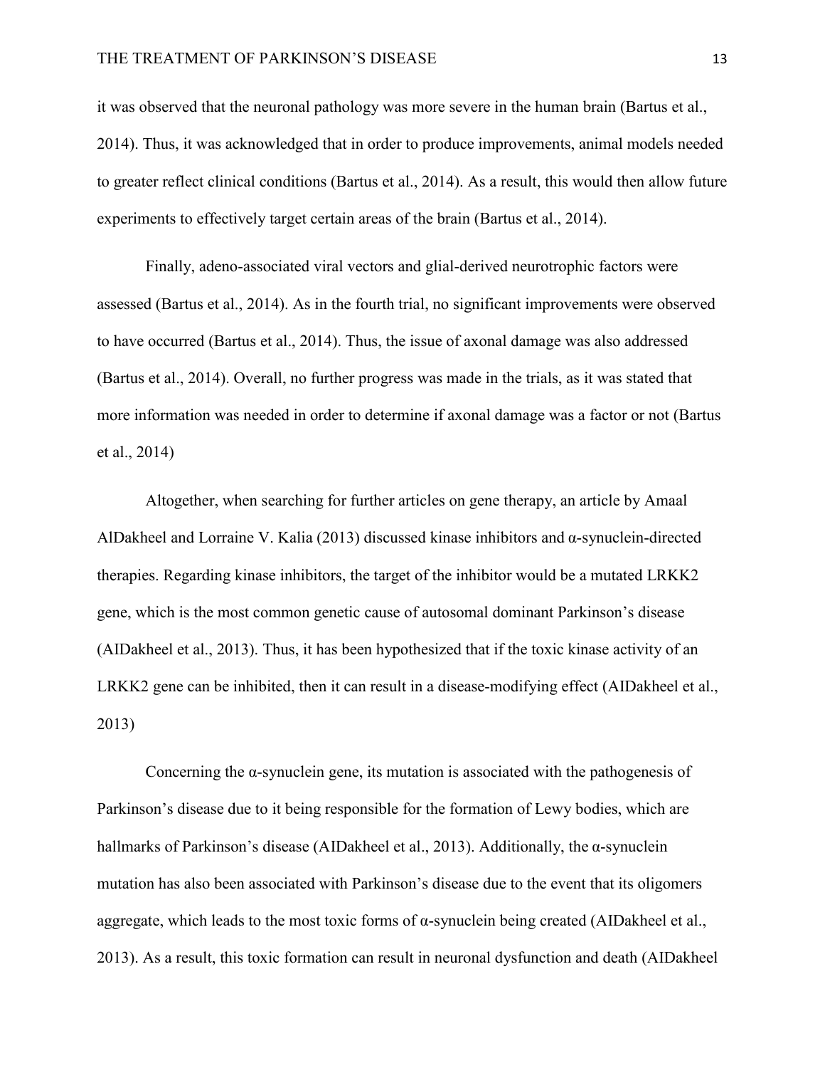it was observed that the neuronal pathology was more severe in the human brain (Bartus et al., 2014). Thus, it was acknowledged that in order to produce improvements, animal models needed to greater reflect clinical conditions (Bartus et al., 2014). As a result, this would then allow future experiments to effectively target certain areas of the brain (Bartus et al., 2014).

Finally, adeno-associated viral vectors and glial-derived neurotrophic factors were assessed (Bartus et al., 2014). As in the fourth trial, no significant improvements were observed to have occurred (Bartus et al., 2014). Thus, the issue of axonal damage was also addressed (Bartus et al., 2014). Overall, no further progress was made in the trials, as it was stated that more information was needed in order to determine if axonal damage was a factor or not (Bartus et al., 2014)

Altogether, when searching for further articles on gene therapy, an article by Amaal AlDakheel and Lorraine V. Kalia (2013) discussed kinase inhibitors and α-synuclein-directed therapies. Regarding kinase inhibitors, the target of the inhibitor would be a mutated LRKK2 gene, which is the most common genetic cause of autosomal dominant Parkinson's disease (AIDakheel et al., 2013). Thus, it has been hypothesized that if the toxic kinase activity of an LRKK2 gene can be inhibited, then it can result in a disease-modifying effect (AIDakheel et al., 2013)

Concerning the α-synuclein gene, its mutation is associated with the pathogenesis of Parkinson's disease due to it being responsible for the formation of Lewy bodies, which are hallmarks of Parkinson's disease (AIDakheel et al., 2013). Additionally, the α-synuclein mutation has also been associated with Parkinson's disease due to the event that its oligomers aggregate, which leads to the most toxic forms of α-synuclein being created (AIDakheel et al., 2013). As a result, this toxic formation can result in neuronal dysfunction and death (AIDakheel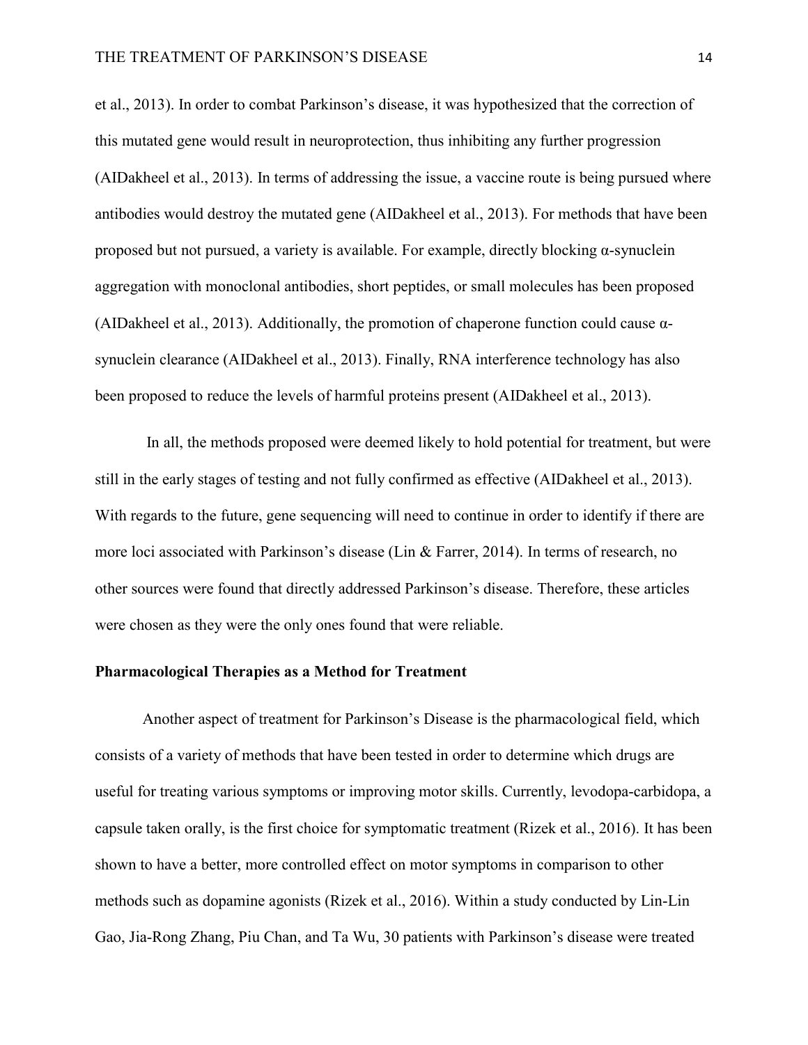et al., 2013). In order to combat Parkinson's disease, it was hypothesized that the correction of this mutated gene would result in neuroprotection, thus inhibiting any further progression (AIDakheel et al., 2013). In terms of addressing the issue, a vaccine route is being pursued where antibodies would destroy the mutated gene (AIDakheel et al., 2013). For methods that have been proposed but not pursued, a variety is available. For example, directly blocking α-synuclein aggregation with monoclonal antibodies, short peptides, or small molecules has been proposed (AIDakheel et al., 2013). Additionally, the promotion of chaperone function could cause α-synuclein clearance (AIDakheel et al., 2013). Finally, RNA interference technology has also been proposed to reduce the levels of harmful proteins present (AIDakheel et al., 2013).

In all, the methods proposed were deemed likely to hold potential for treatment, but were still in the early stages of testing and not fully confirmed as effective (AIDakheel et al., 2013). With regards to the future, gene sequencing will need to continue in order to identify if there are more loci associated with Parkinson's disease (Lin & Farrer, 2014). In terms of research, no other sources were found that directly addressed Parkinson's disease. Therefore, these articles were chosen as they were the only ones found that were reliable.

**Pharmacological Therapies as a Method for Treatment**

Another aspect of treatment for Parkinson's Disease is the pharmacological field, which consists of a variety of methods that have been tested in order to determine which drugs are useful for treating various symptoms or improving motor skills. Currently, levodopa-carbidopa, a capsule taken orally, is the first choice for symptomatic treatment (Rizek et al., 2016). It has been shown to have a better, more controlled effect on motor symptoms in comparison to other methods such as dopamine agonists (Rizek et al., 2016). Within a study conducted by Lin-Lin Gao, Jia-Rong Zhang, Piu Chan, and Ta Wu, 30 patients with Parkinson's disease were treated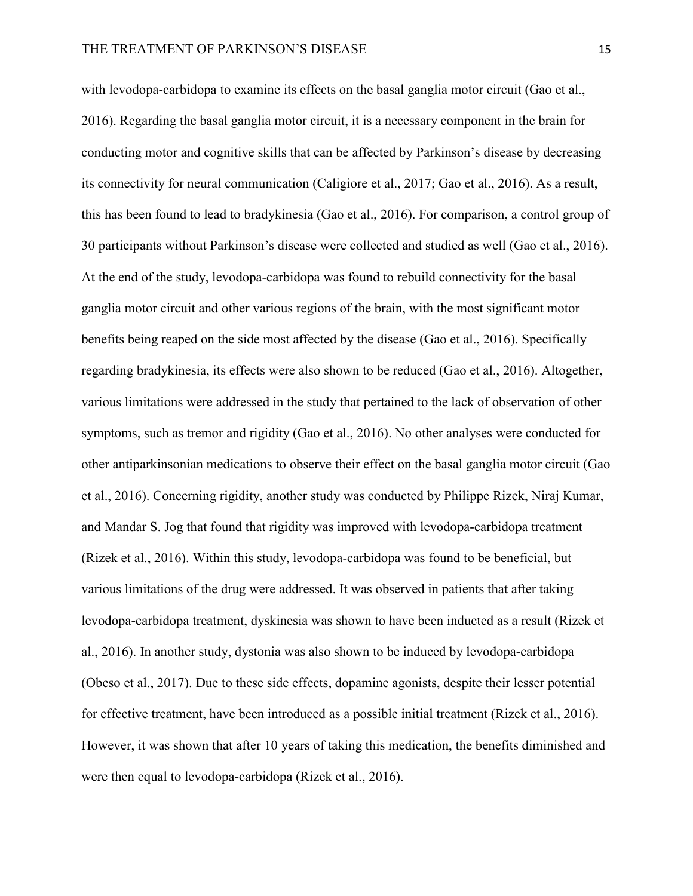with levodopa-carbidopa to examine its effects on the basal ganglia motor circuit (Gao et al., 2016). Regarding the basal ganglia motor circuit, it is a necessary component in the brain for conducting motor and cognitive skills that can be affected by Parkinson's disease by decreasing its connectivity for neural communication (Caligiore et al., 2017; Gao et al., 2016). As a result, this has been found to lead to bradykinesia (Gao et al., 2016). For comparison, a control group of 30 participants without Parkinson's disease were collected and studied as well (Gao et al., 2016). At the end of the study, levodopa-carbidopa was found to rebuild connectivity for the basal ganglia motor circuit and other various regions of the brain, with the most significant motor benefits being reaped on the side most affected by the disease (Gao et al., 2016). Specifically regarding bradykinesia, its effects were also shown to be reduced (Gao et al., 2016). Altogether, various limitations were addressed in the study that pertained to the lack of observation of other symptoms, such as tremor and rigidity (Gao et al., 2016). No other analyses were conducted for other antiparkinsonian medications to observe their effect on the basal ganglia motor circuit (Gao et al., 2016). Concerning rigidity, another study was conducted by Philippe Rizek, Niraj Kumar, and Mandar S. Jog that found that rigidity was improved with levodopa-carbidopa treatment (Rizek et al., 2016). Within this study, levodopa-carbidopa was found to be beneficial, but various limitations of the drug were addressed. It was observed in patients that after taking levodopa-carbidopa treatment, dyskinesia was shown to have been inducted as a result (Rizek et al., 2016). In another study, dystonia was also shown to be induced by levodopa-carbidopa (Obeso et al., 2017). Due to these side effects, dopamine agonists, despite their lesser potential for effective treatment, have been introduced as a possible initial treatment (Rizek et al., 2016). However, it was shown that after 10 years of taking this medication, the benefits diminished and were then equal to levodopa-carbidopa (Rizek et al., 2016).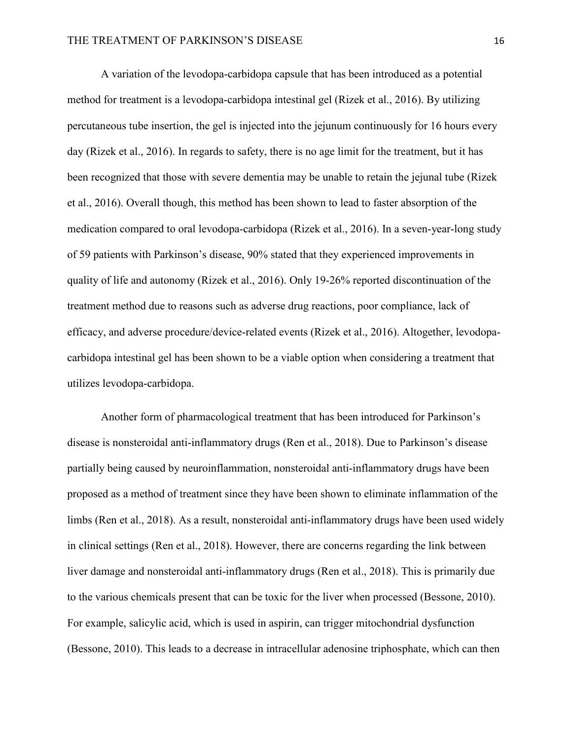A variation of the levodopa-carbidopa capsule that has been introduced as a potential method for treatment is a levodopa-carbidopa intestinal gel (Rizek et al., 2016). By utilizing percutaneous tube insertion, the gel is injected into the jejunum continuously for 16 hours every day (Rizek et al., 2016). In regards to safety, there is no age limit for the treatment, but it has been recognized that those with severe dementia may be unable to retain the jejunal tube (Rizek et al., 2016). Overall though, this method has been shown to lead to faster absorption of the medication compared to oral levodopa-carbidopa (Rizek et al., 2016). In a seven-year-long study of 59 patients with Parkinson's disease, 90% stated that they experienced improvements in quality of life and autonomy (Rizek et al., 2016). Only 19-26% reported discontinuation of the treatment method due to reasons such as adverse drug reactions, poor compliance, lack of efficacy, and adverse procedure/device-related events (Rizek et al., 2016). Altogether, levodopa-carbidopa intestinal gel has been shown to be a viable option when considering a treatment that utilizes levodopa-carbidopa.

Another form of pharmacological treatment that has been introduced for Parkinson's disease is nonsteroidal anti-inflammatory drugs (Ren et al., 2018). Due to Parkinson's disease partially being caused by neuroinflammation, nonsteroidal anti-inflammatory drugs have been proposed as a method of treatment since they have been shown to eliminate inflammation of the limbs (Ren et al., 2018). As a result, nonsteroidal anti-inflammatory drugs have been used widely in clinical settings (Ren et al., 2018). However, there are concerns regarding the link between liver damage and nonsteroidal anti-inflammatory drugs (Ren et al., 2018). This is primarily due to the various chemicals present that can be toxic for the liver when processed (Bessone, 2010). For example, salicylic acid, which is used in aspirin, can trigger mitochondrial dysfunction (Bessone, 2010). This leads to a decrease in intracellular adenosine triphosphate, which can then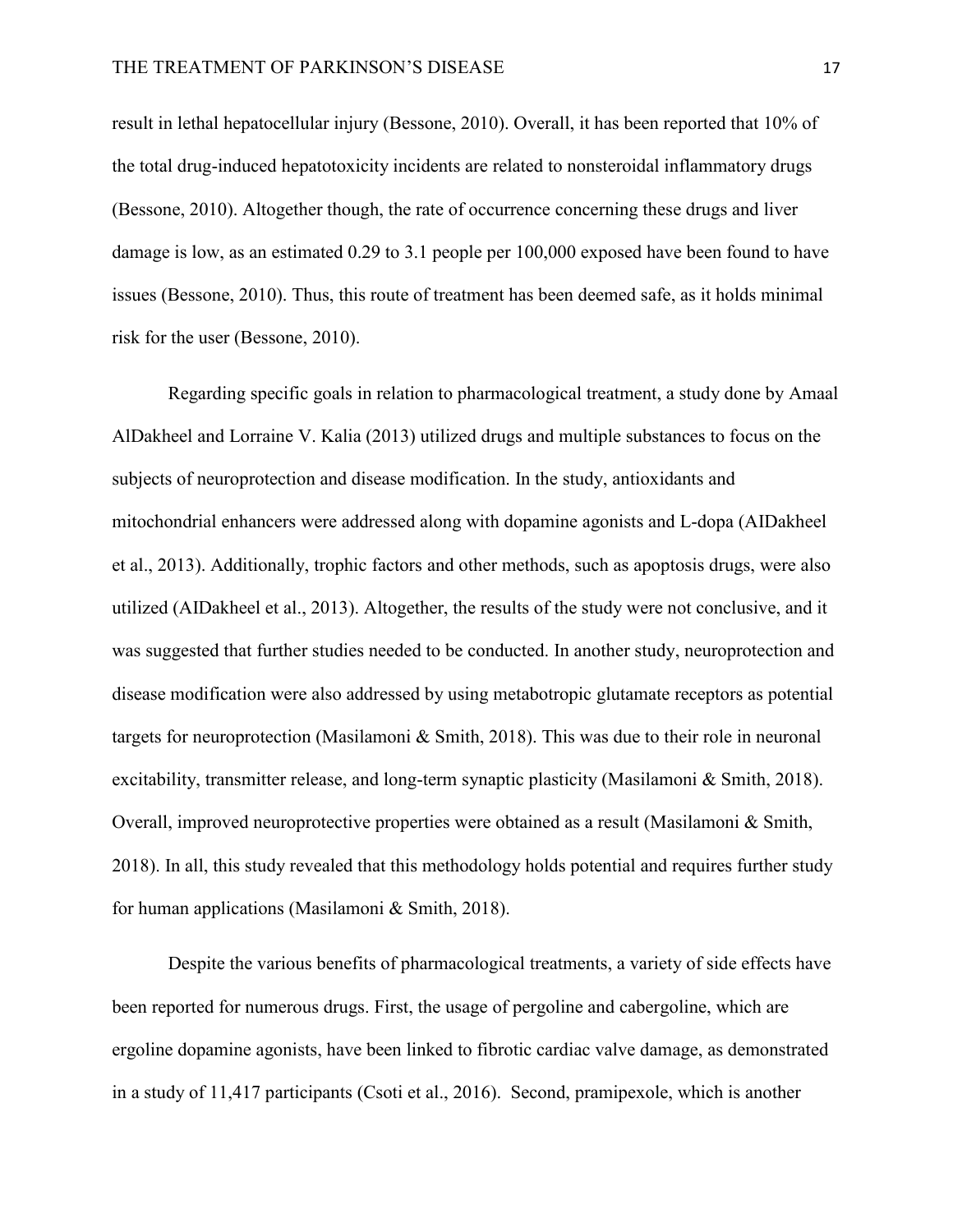result in lethal hepatocellular injury (Bessone, 2010). Overall, it has been reported that 10% of the total drug-induced hepatotoxicity incidents are related to nonsteroidal inflammatory drugs (Bessone, 2010). Altogether though, the rate of occurrence concerning these drugs and liver damage is low, as an estimated 0.29 to 3.1 people per 100,000 exposed have been found to have issues (Bessone, 2010). Thus, this route of treatment has been deemed safe, as it holds minimal risk for the user (Bessone, 2010).

Regarding specific goals in relation to pharmacological treatment, a study done by Amaal AlDakheel and Lorraine V. Kalia (2013) utilized drugs and multiple substances to focus on the subjects of neuroprotection and disease modification. In the study, antioxidants and mitochondrial enhancers were addressed along with dopamine agonists and L-dopa (AIDakheel et al., 2013). Additionally, trophic factors and other methods, such as apoptosis drugs, were also utilized (AIDakheel et al., 2013). Altogether, the results of the study were not conclusive, and it was suggested that further studies needed to be conducted. In another study, neuroprotection and disease modification were also addressed by using metabotropic glutamate receptors as potential targets for neuroprotection (Masilamoni & Smith, 2018). This was due to their role in neuronal excitability, transmitter release, and long-term synaptic plasticity (Masilamoni & Smith, 2018). Overall, improved neuroprotective properties were obtained as a result (Masilamoni & Smith, 2018). In all, this study revealed that this methodology holds potential and requires further study for human applications (Masilamoni & Smith, 2018).

Despite the various benefits of pharmacological treatments, a variety of side effects have been reported for numerous drugs. First, the usage of pergoline and cabergoline, which are ergoline dopamine agonists, have been linked to fibrotic cardiac valve damage, as demonstrated in a study of 11,417 participants (Csoti et al., 2016). Second, pramipexole, which is another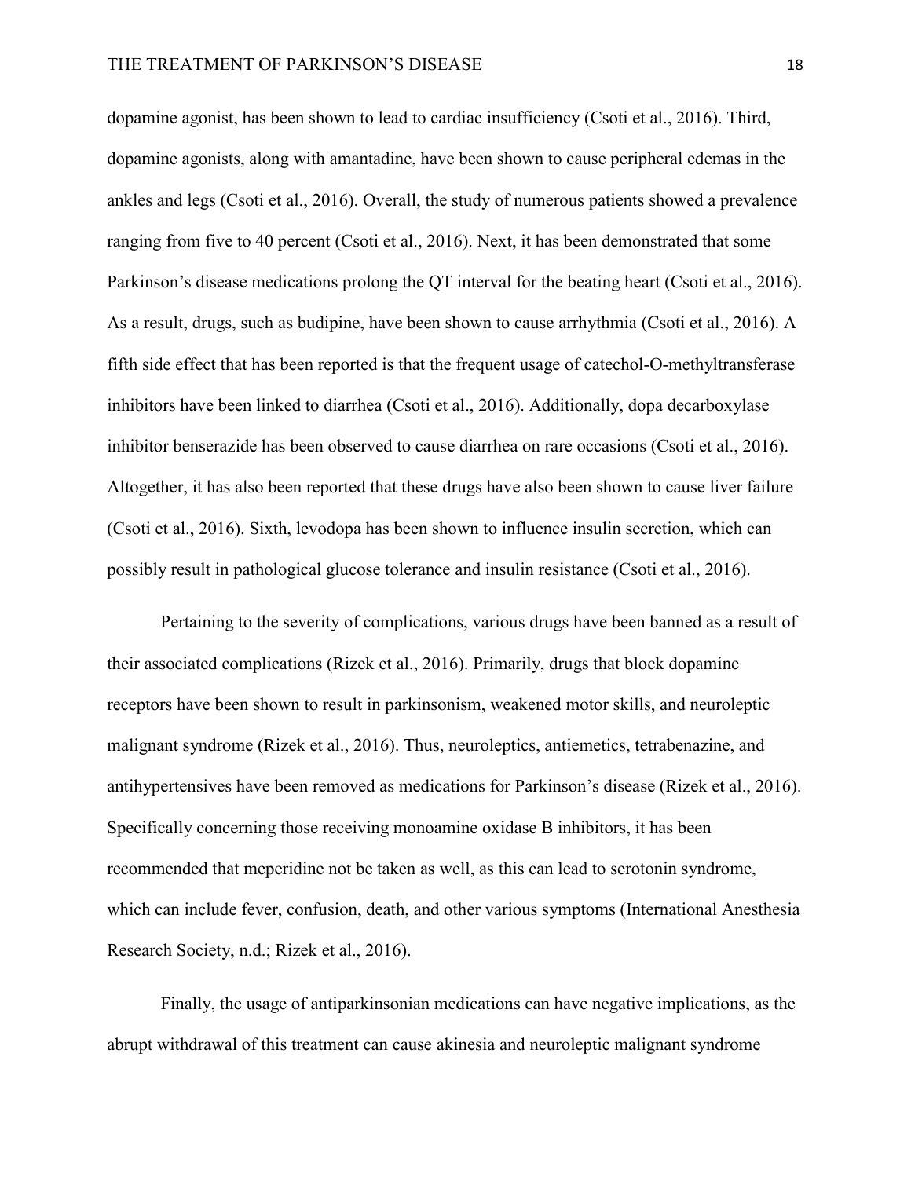dopamine agonist, has been shown to lead to cardiac insufficiency (Csoti et al., 2016). Third, dopamine agonists, along with amantadine, have been shown to cause peripheral edemas in the ankles and legs (Csoti et al., 2016). Overall, the study of numerous patients showed a prevalence ranging from five to 40 percent (Csoti et al., 2016). Next, it has been demonstrated that some Parkinson's disease medications prolong the QT interval for the beating heart (Csoti et al., 2016). As a result, drugs, such as budipine, have been shown to cause arrhythmia (Csoti et al., 2016). A fifth side effect that has been reported is that the frequent usage of catechol-O-methyltransferase inhibitors have been linked to diarrhea (Csoti et al., 2016). Additionally, dopa decarboxylase inhibitor benserazide has been observed to cause diarrhea on rare occasions (Csoti et al., 2016). Altogether, it has also been reported that these drugs have also been shown to cause liver failure (Csoti et al., 2016). Sixth, levodopa has been shown to influence insulin secretion, which can possibly result in pathological glucose tolerance and insulin resistance (Csoti et al., 2016).

Pertaining to the severity of complications, various drugs have been banned as a result of their associated complications (Rizek et al., 2016). Primarily, drugs that block dopamine receptors have been shown to result in parkinsonism, weakened motor skills, and neuroleptic malignant syndrome (Rizek et al., 2016). Thus, neuroleptics, antiemetics, tetrabenazine, and antihypertensives have been removed as medications for Parkinson's disease (Rizek et al., 2016). Specifically concerning those receiving monoamine oxidase B inhibitors, it has been recommended that meperidine not be taken as well, as this can lead to serotonin syndrome, which can include fever, confusion, death, and other various symptoms (International Anesthesia Research Society, n.d.; Rizek et al., 2016).

Finally, the usage of antiparkinsonian medications can have negative implications, as the abrupt withdrawal of this treatment can cause akinesia and neuroleptic malignant syndrome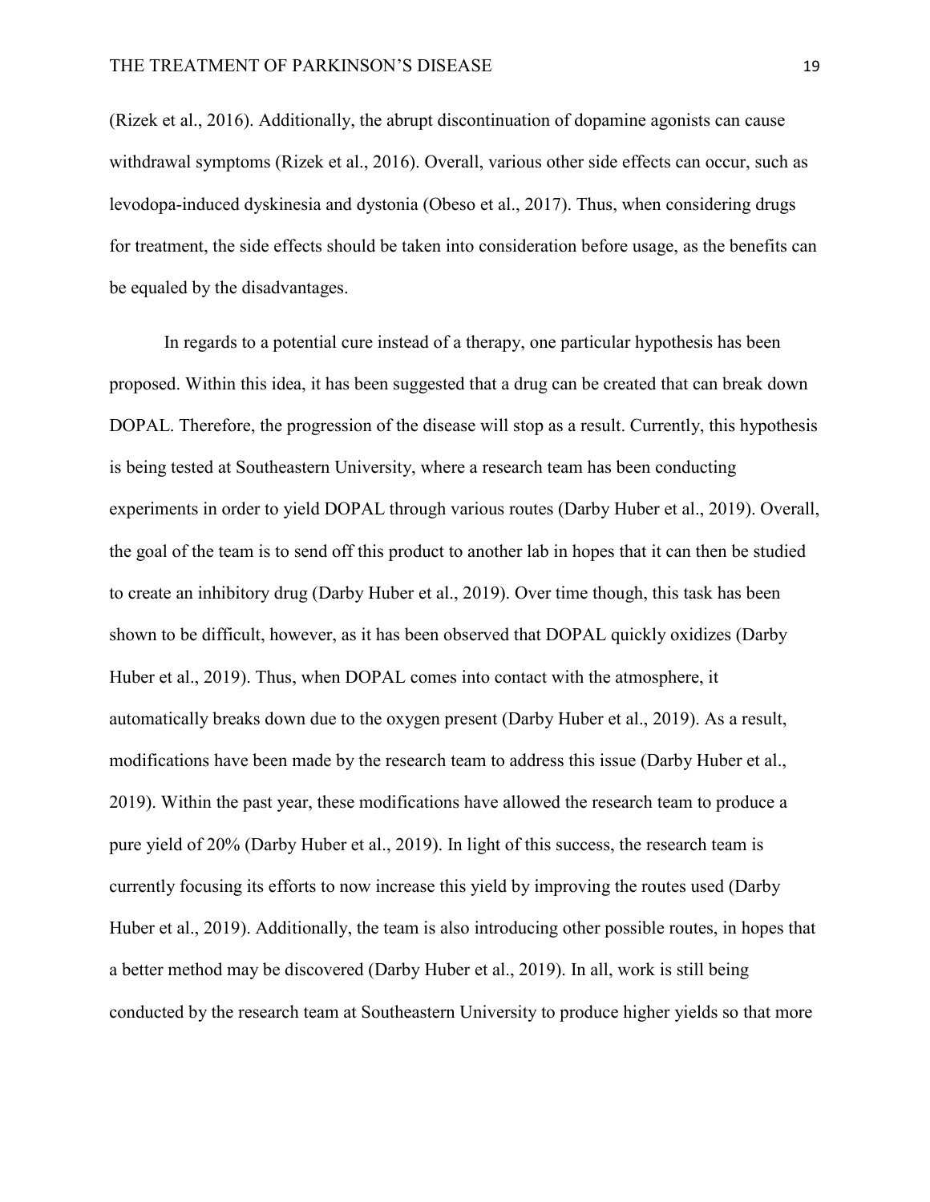(Rizek et al., 2016). Additionally, the abrupt discontinuation of dopamine agonists can cause withdrawal symptoms (Rizek et al., 2016). Overall, various other side effects can occur, such as levodopa-induced dyskinesia and dystonia (Obeso et al., 2017). Thus, when considering drugs for treatment, the side effects should be taken into consideration before usage, as the benefits can be equaled by the disadvantages.

In regards to a potential cure instead of a therapy, one particular hypothesis has been proposed. Within this idea, it has been suggested that a drug can be created that can break down DOPAL. Therefore, the progression of the disease will stop as a result. Currently, this hypothesis is being tested at Southeastern University, where a research team has been conducting experiments in order to yield DOPAL through various routes (Darby Huber et al., 2019). Overall, the goal of the team is to send off this product to another lab in hopes that it can then be studied to create an inhibitory drug (Darby Huber et al., 2019). Over time though, this task has been shown to be difficult, however, as it has been observed that DOPAL quickly oxidizes (Darby Huber et al., 2019). Thus, when DOPAL comes into contact with the atmosphere, it automatically breaks down due to the oxygen present (Darby Huber et al., 2019). As a result, modifications have been made by the research team to address this issue (Darby Huber et al., 2019). Within the past year, these modifications have allowed the research team to produce a pure yield of 20% (Darby Huber et al., 2019). In light of this success, the research team is currently focusing its efforts to now increase this yield by improving the routes used (Darby Huber et al., 2019). Additionally, the team is also introducing other possible routes, in hopes that a better method may be discovered (Darby Huber et al., 2019). In all, work is still being conducted by the research team at Southeastern University to produce higher yields so that more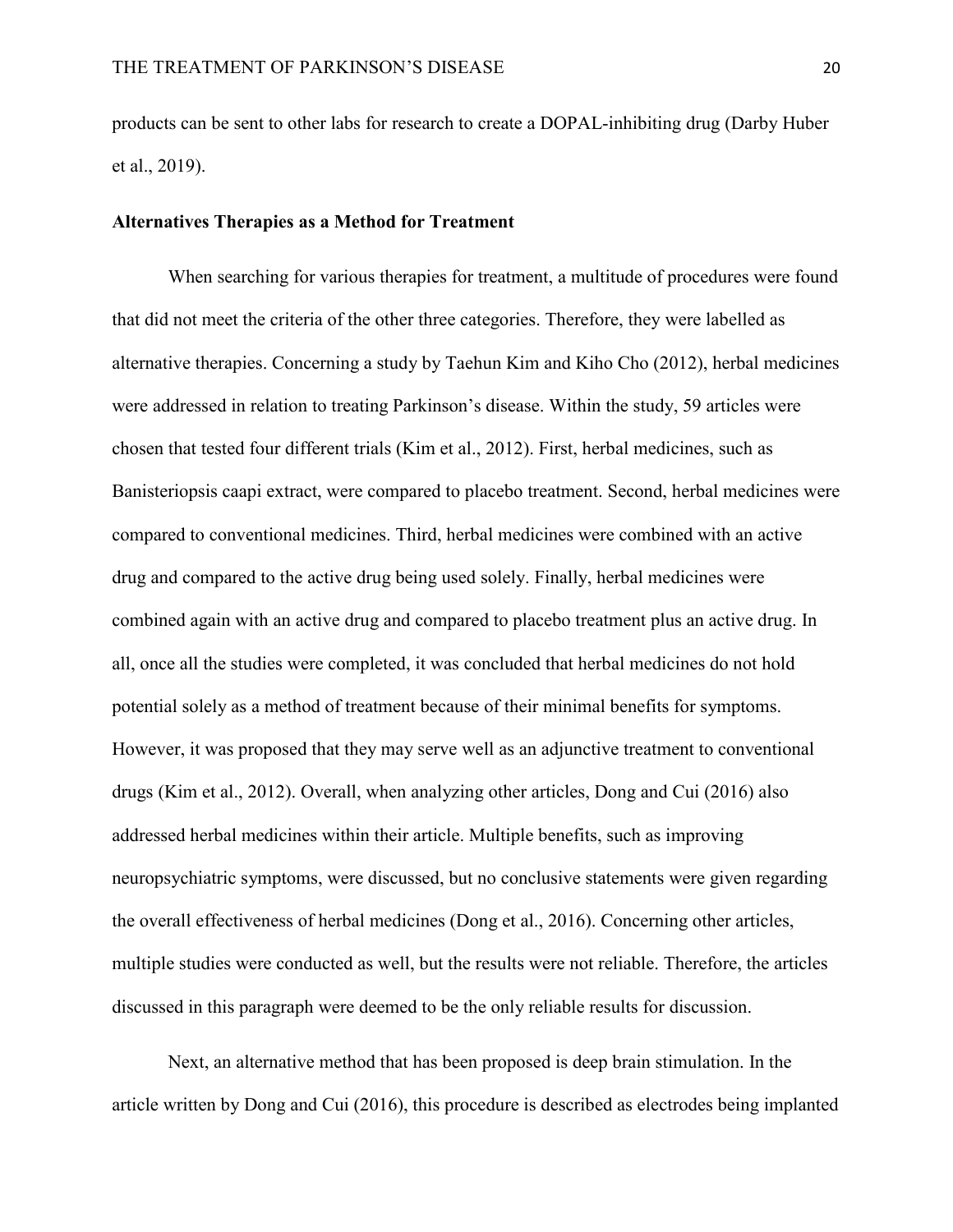products can be sent to other labs for research to create a DOPAL-inhibiting drug (Darby Huber et al., 2019).

### Alternatives Therapies as a Method for Treatment

When searching for various therapies for treatment, a multitude of procedures were found that did not meet the criteria of the other three categories. Therefore, they were labelled as alternative therapies. Concerning a study by Taehun Kim and Kiho Cho (2012), herbal medicines were addressed in relation to treating Parkinson's disease. Within the study, 59 articles were chosen that tested four different trials (Kim et al., 2012). First, herbal medicines, such as Banisteriopsis caapi extract, were compared to placebo treatment. Second, herbal medicines were compared to conventional medicines. Third, herbal medicines were combined with an active drug and compared to the active drug being used solely. Finally, herbal medicines were combined again with an active drug and compared to placebo treatment plus an active drug. In all, once all the studies were completed, it was concluded that herbal medicines do not hold potential solely as a method of treatment because of their minimal benefits for symptoms. However, it was proposed that they may serve well as an adjunctive treatment to conventional drugs (Kim et al., 2012). Overall, when analyzing other articles, Dong and Cui (2016) also addressed herbal medicines within their article. Multiple benefits, such as improving neuropsychiatric symptoms, were discussed, but no conclusive statements were given regarding the overall effectiveness of herbal medicines (Dong et al., 2016). Concerning other articles, multiple studies were conducted as well, but the results were not reliable. Therefore, the articles discussed in this paragraph were deemed to be the only reliable results for discussion.

Next, an alternative method that has been proposed is deep brain stimulation. In the article written by Dong and Cui (2016), this procedure is described as electrodes being implanted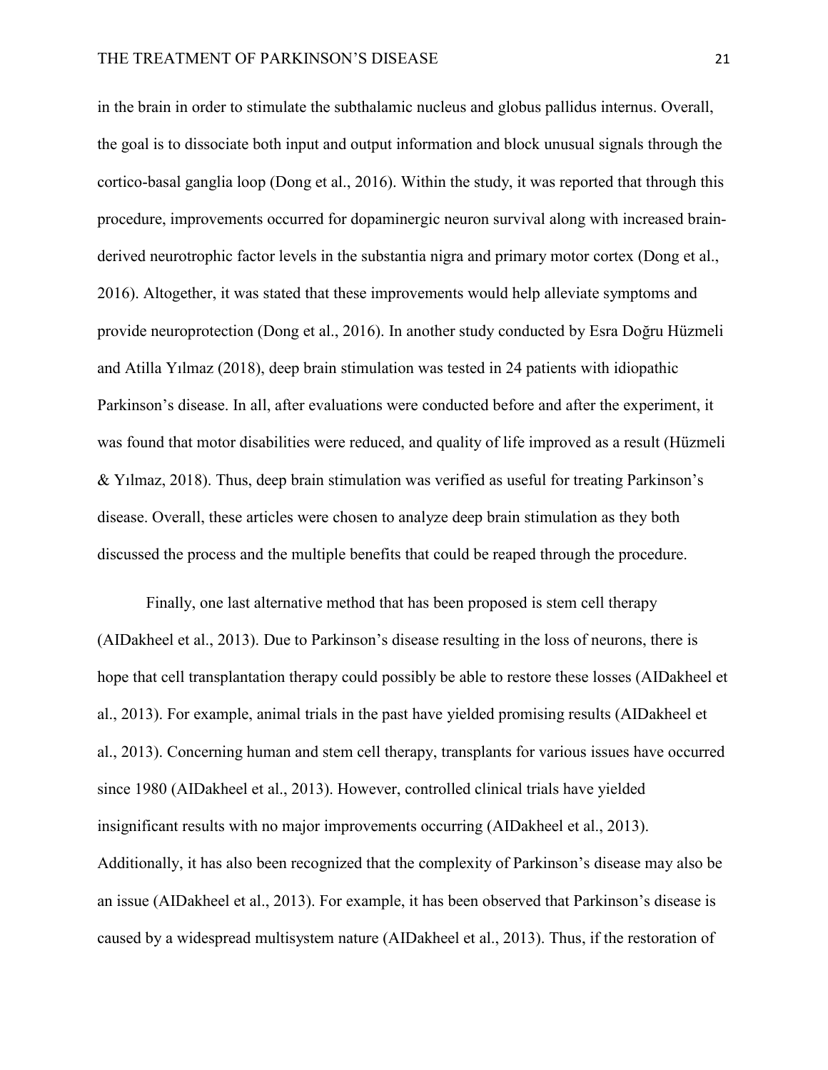in the brain in order to stimulate the subthalamic nucleus and globus pallidus internus. Overall, the goal is to dissociate both input and output information and block unusual signals through the cortico-basal ganglia loop (Dong et al., 2016). Within the study, it was reported that through this procedure, improvements occurred for dopaminergic neuron survival along with increased brain-derived neurotrophic factor levels in the substantia nigra and primary motor cortex (Dong et al., 2016). Altogether, it was stated that these improvements would help alleviate symptoms and provide neuroprotection (Dong et al., 2016). In another study conducted by Esra Doğru Hüzmeli and Atilla Yılmaz (2018), deep brain stimulation was tested in 24 patients with idiopathic Parkinson's disease. In all, after evaluations were conducted before and after the experiment, it was found that motor disabilities were reduced, and quality of life improved as a result (Hüzmeli & Yılmaz, 2018). Thus, deep brain stimulation was verified as useful for treating Parkinson's disease. Overall, these articles were chosen to analyze deep brain stimulation as they both discussed the process and the multiple benefits that could be reaped through the procedure.

Finally, one last alternative method that has been proposed is stem cell therapy (AIDakheel et al., 2013). Due to Parkinson's disease resulting in the loss of neurons, there is hope that cell transplantation therapy could possibly be able to restore these losses (AIDakheel et al., 2013). For example, animal trials in the past have yielded promising results (AIDakheel et al., 2013). Concerning human and stem cell therapy, transplants for various issues have occurred since 1980 (AIDakheel et al., 2013). However, controlled clinical trials have yielded insignificant results with no major improvements occurring (AIDakheel et al., 2013). Additionally, it has also been recognized that the complexity of Parkinson's disease may also be an issue (AIDakheel et al., 2013). For example, it has been observed that Parkinson's disease is caused by a widespread multisystem nature (AIDakheel et al., 2013). Thus, if the restoration of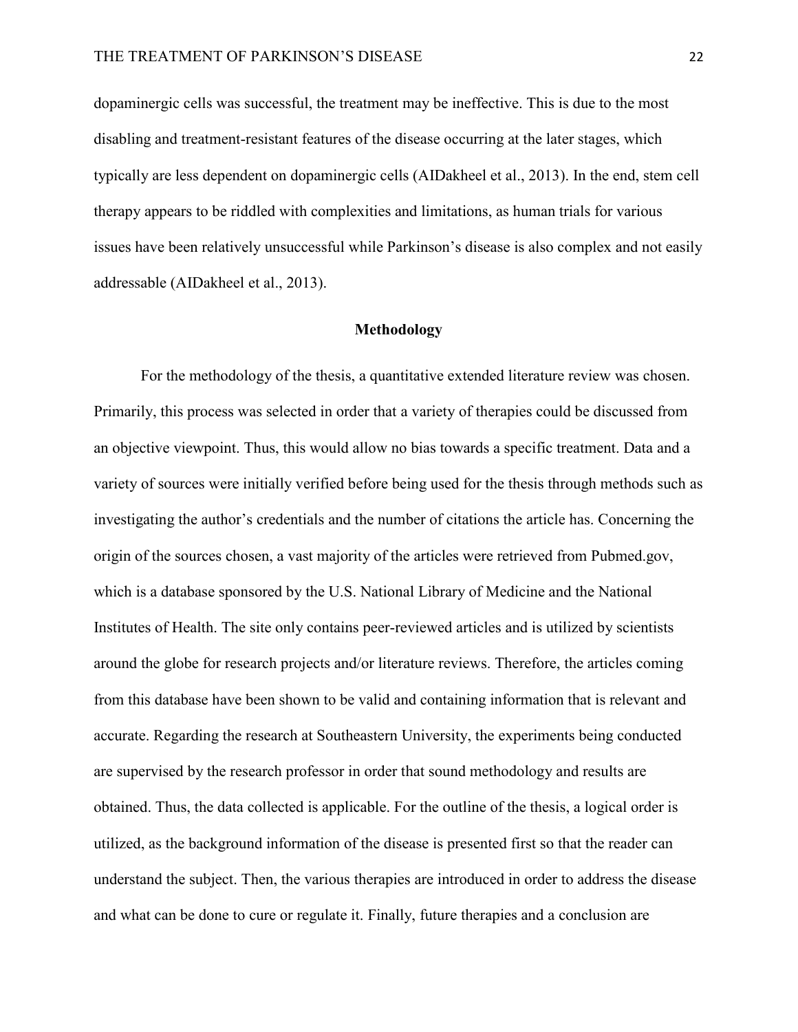dopaminergic cells was successful, the treatment may be ineffective. This is due to the most disabling and treatment-resistant features of the disease occurring at the later stages, which typically are less dependent on dopaminergic cells (AIDakheel et al., 2013). In the end, stem cell therapy appears to be riddled with complexities and limitations, as human trials for various issues have been relatively unsuccessful while Parkinson's disease is also complex and not easily addressable (AIDakheel et al., 2013).

## Methodology

For the methodology of the thesis, a quantitative extended literature review was chosen. Primarily, this process was selected in order that a variety of therapies could be discussed from an objective viewpoint. Thus, this would allow no bias towards a specific treatment. Data and a variety of sources were initially verified before being used for the thesis through methods such as investigating the author's credentials and the number of citations the article has. Concerning the origin of the sources chosen, a vast majority of the articles were retrieved from Pubmed.gov, which is a database sponsored by the U.S. National Library of Medicine and the National Institutes of Health. The site only contains peer-reviewed articles and is utilized by scientists around the globe for research projects and/or literature reviews. Therefore, the articles coming from this database have been shown to be valid and containing information that is relevant and accurate. Regarding the research at Southeastern University, the experiments being conducted are supervised by the research professor in order that sound methodology and results are obtained. Thus, the data collected is applicable. For the outline of the thesis, a logical order is utilized, as the background information of the disease is presented first so that the reader can understand the subject. Then, the various therapies are introduced in order to address the disease and what can be done to cure or regulate it. Finally, future therapies and a conclusion are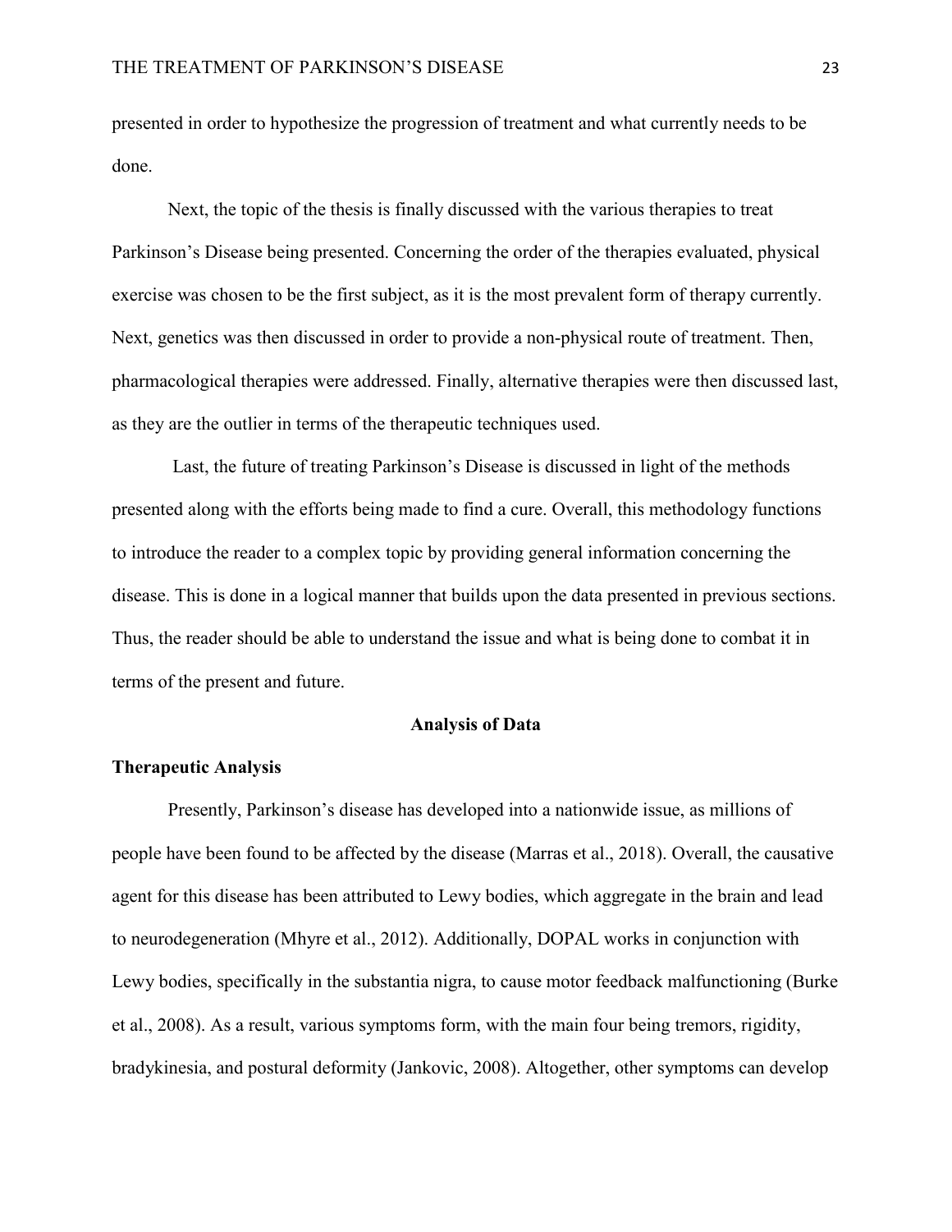presented in order to hypothesize the progression of treatment and what currently needs to be done.

Next, the topic of the thesis is finally discussed with the various therapies to treat Parkinson's Disease being presented. Concerning the order of the therapies evaluated, physical exercise was chosen to be the first subject, as it is the most prevalent form of therapy currently. Next, genetics was then discussed in order to provide a non-physical route of treatment. Then, pharmacological therapies were addressed. Finally, alternative therapies were then discussed last, as they are the outlier in terms of the therapeutic techniques used.

Last, the future of treating Parkinson's Disease is discussed in light of the methods presented along with the efforts being made to find a cure. Overall, this methodology functions to introduce the reader to a complex topic by providing general information concerning the disease. This is done in a logical manner that builds upon the data presented in previous sections. Thus, the reader should be able to understand the issue and what is being done to combat it in terms of the present and future.

## Analysis of Data

### Therapeutic Analysis

Presently, Parkinson's disease has developed into a nationwide issue, as millions of people have been found to be affected by the disease (Marras et al., 2018). Overall, the causative agent for this disease has been attributed to Lewy bodies, which aggregate in the brain and lead to neurodegeneration (Mhyre et al., 2012). Additionally, DOPAL works in conjunction with Lewy bodies, specifically in the substantia nigra, to cause motor feedback malfunctioning (Burke et al., 2008). As a result, various symptoms form, with the main four being tremors, rigidity, bradykinesia, and postural deformity (Jankovic, 2008). Altogether, other symptoms can develop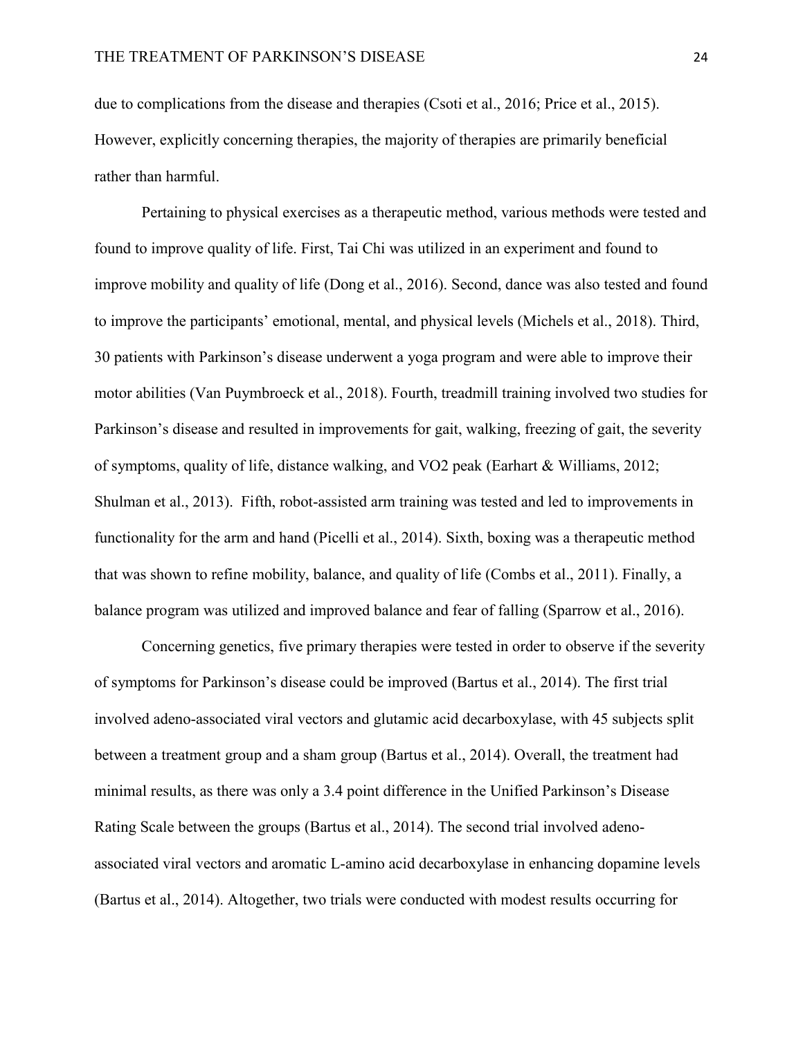due to complications from the disease and therapies (Csoti et al., 2016; Price et al., 2015). However, explicitly concerning therapies, the majority of therapies are primarily beneficial rather than harmful.

Pertaining to physical exercises as a therapeutic method, various methods were tested and found to improve quality of life. First, Tai Chi was utilized in an experiment and found to improve mobility and quality of life (Dong et al., 2016). Second, dance was also tested and found to improve the participants' emotional, mental, and physical levels (Michels et al., 2018). Third, 30 patients with Parkinson's disease underwent a yoga program and were able to improve their motor abilities (Van Puymbroeck et al., 2018). Fourth, treadmill training involved two studies for Parkinson's disease and resulted in improvements for gait, walking, freezing of gait, the severity of symptoms, quality of life, distance walking, and VO2 peak (Earhart & Williams, 2012; Shulman et al., 2013). Fifth, robot-assisted arm training was tested and led to improvements in functionality for the arm and hand (Picelli et al., 2014). Sixth, boxing was a therapeutic method that was shown to refine mobility, balance, and quality of life (Combs et al., 2011). Finally, a balance program was utilized and improved balance and fear of falling (Sparrow et al., 2016).

Concerning genetics, five primary therapies were tested in order to observe if the severity of symptoms for Parkinson's disease could be improved (Bartus et al., 2014). The first trial involved adeno-associated viral vectors and glutamic acid decarboxylase, with 45 subjects split between a treatment group and a sham group (Bartus et al., 2014). Overall, the treatment had minimal results, as there was only a 3.4 point difference in the Unified Parkinson's Disease Rating Scale between the groups (Bartus et al., 2014). The second trial involved adeno-associated viral vectors and aromatic L-amino acid decarboxylase in enhancing dopamine levels (Bartus et al., 2014). Altogether, two trials were conducted with modest results occurring for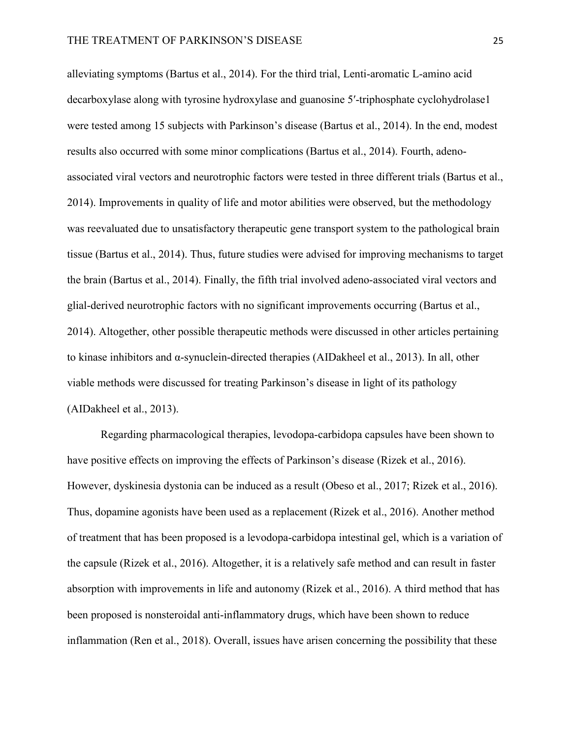alleviating symptoms (Bartus et al., 2014). For the third trial, Lenti-aromatic L-amino acid decarboxylase along with tyrosine hydroxylase and guanosine 5′-triphosphate cyclohydrolase1 were tested among 15 subjects with Parkinson's disease (Bartus et al., 2014). In the end, modest results also occurred with some minor complications (Bartus et al., 2014). Fourth, adeno-associated viral vectors and neurotrophic factors were tested in three different trials (Bartus et al., 2014). Improvements in quality of life and motor abilities were observed, but the methodology was reevaluated due to unsatisfactory therapeutic gene transport system to the pathological brain tissue (Bartus et al., 2014). Thus, future studies were advised for improving mechanisms to target the brain (Bartus et al., 2014). Finally, the fifth trial involved adeno-associated viral vectors and glial-derived neurotrophic factors with no significant improvements occurring (Bartus et al., 2014). Altogether, other possible therapeutic methods were discussed in other articles pertaining to kinase inhibitors and α-synuclein-directed therapies (AIDakheel et al., 2013). In all, other viable methods were discussed for treating Parkinson's disease in light of its pathology (AIDakheel et al., 2013).

Regarding pharmacological therapies, levodopa-carbidopa capsules have been shown to have positive effects on improving the effects of Parkinson's disease (Rizek et al., 2016). However, dyskinesia dystonia can be induced as a result (Obeso et al., 2017; Rizek et al., 2016). Thus, dopamine agonists have been used as a replacement (Rizek et al., 2016). Another method of treatment that has been proposed is a levodopa-carbidopa intestinal gel, which is a variation of the capsule (Rizek et al., 2016). Altogether, it is a relatively safe method and can result in faster absorption with improvements in life and autonomy (Rizek et al., 2016). A third method that has been proposed is nonsteroidal anti-inflammatory drugs, which have been shown to reduce inflammation (Ren et al., 2018). Overall, issues have arisen concerning the possibility that these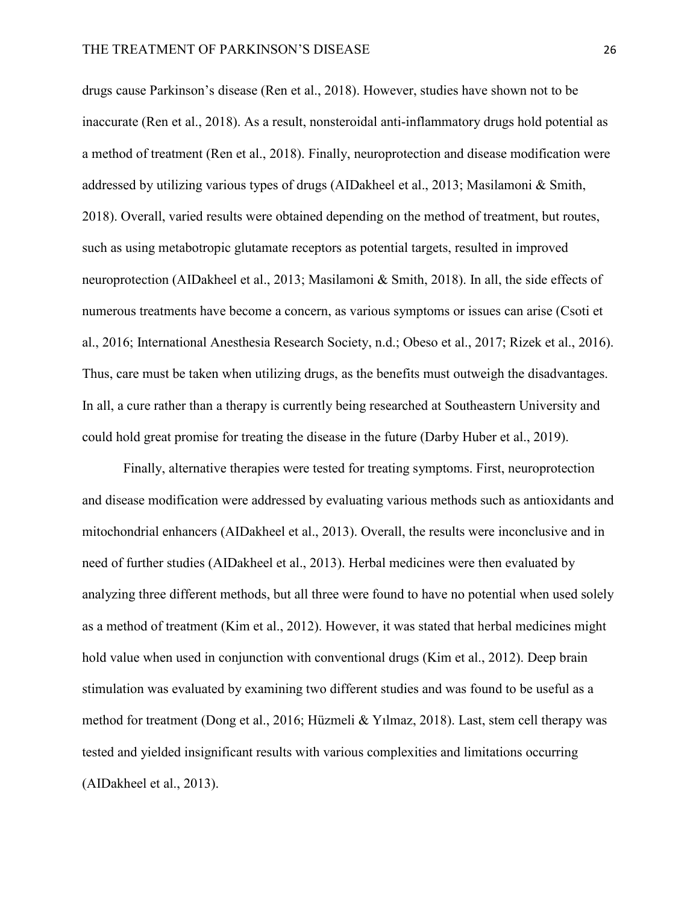drugs cause Parkinson's disease (Ren et al., 2018). However, studies have shown not to be inaccurate (Ren et al., 2018). As a result, nonsteroidal anti-inflammatory drugs hold potential as a method of treatment (Ren et al., 2018). Finally, neuroprotection and disease modification were addressed by utilizing various types of drugs (AIDakheel et al., 2013; Masilamoni & Smith, 2018). Overall, varied results were obtained depending on the method of treatment, but routes, such as using metabotropic glutamate receptors as potential targets, resulted in improved neuroprotection (AIDakheel et al., 2013; Masilamoni & Smith, 2018). In all, the side effects of numerous treatments have become a concern, as various symptoms or issues can arise (Csoti et al., 2016; International Anesthesia Research Society, n.d.; Obeso et al., 2017; Rizek et al., 2016). Thus, care must be taken when utilizing drugs, as the benefits must outweigh the disadvantages. In all, a cure rather than a therapy is currently being researched at Southeastern University and could hold great promise for treating the disease in the future (Darby Huber et al., 2019).

Finally, alternative therapies were tested for treating symptoms. First, neuroprotection and disease modification were addressed by evaluating various methods such as antioxidants and mitochondrial enhancers (AIDakheel et al., 2013). Overall, the results were inconclusive and in need of further studies (AIDakheel et al., 2013). Herbal medicines were then evaluated by analyzing three different methods, but all three were found to have no potential when used solely as a method of treatment (Kim et al., 2012). However, it was stated that herbal medicines might hold value when used in conjunction with conventional drugs (Kim et al., 2012). Deep brain stimulation was evaluated by examining two different studies and was found to be useful as a method for treatment (Dong et al., 2016; Hüzmeli & Yılmaz, 2018). Last, stem cell therapy was tested and yielded insignificant results with various complexities and limitations occurring (AIDakheel et al., 2013).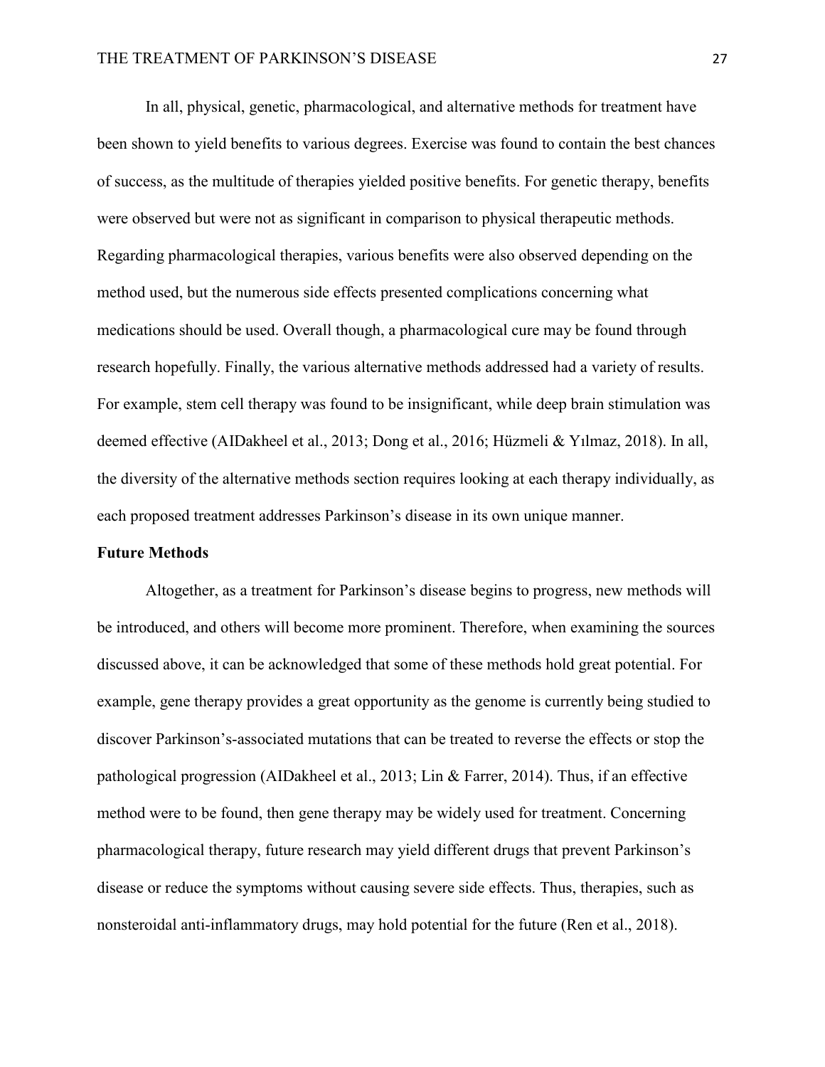In all, physical, genetic, pharmacological, and alternative methods for treatment have been shown to yield benefits to various degrees. Exercise was found to contain the best chances of success, as the multitude of therapies yielded positive benefits. For genetic therapy, benefits were observed but were not as significant in comparison to physical therapeutic methods. Regarding pharmacological therapies, various benefits were also observed depending on the method used, but the numerous side effects presented complications concerning what medications should be used. Overall though, a pharmacological cure may be found through research hopefully. Finally, the various alternative methods addressed had a variety of results. For example, stem cell therapy was found to be insignificant, while deep brain stimulation was deemed effective (AIDakheel et al., 2013; Dong et al., 2016; Hüzmeli & Yılmaz, 2018). In all, the diversity of the alternative methods section requires looking at each therapy individually, as each proposed treatment addresses Parkinson's disease in its own unique manner.

## Future Methods

Altogether, as a treatment for Parkinson's disease begins to progress, new methods will be introduced, and others will become more prominent. Therefore, when examining the sources discussed above, it can be acknowledged that some of these methods hold great potential. For example, gene therapy provides a great opportunity as the genome is currently being studied to discover Parkinson's-associated mutations that can be treated to reverse the effects or stop the pathological progression (AIDakheel et al., 2013; Lin & Farrer, 2014). Thus, if an effective method were to be found, then gene therapy may be widely used for treatment. Concerning pharmacological therapy, future research may yield different drugs that prevent Parkinson's disease or reduce the symptoms without causing severe side effects. Thus, therapies, such as nonsteroidal anti-inflammatory drugs, may hold potential for the future (Ren et al., 2018).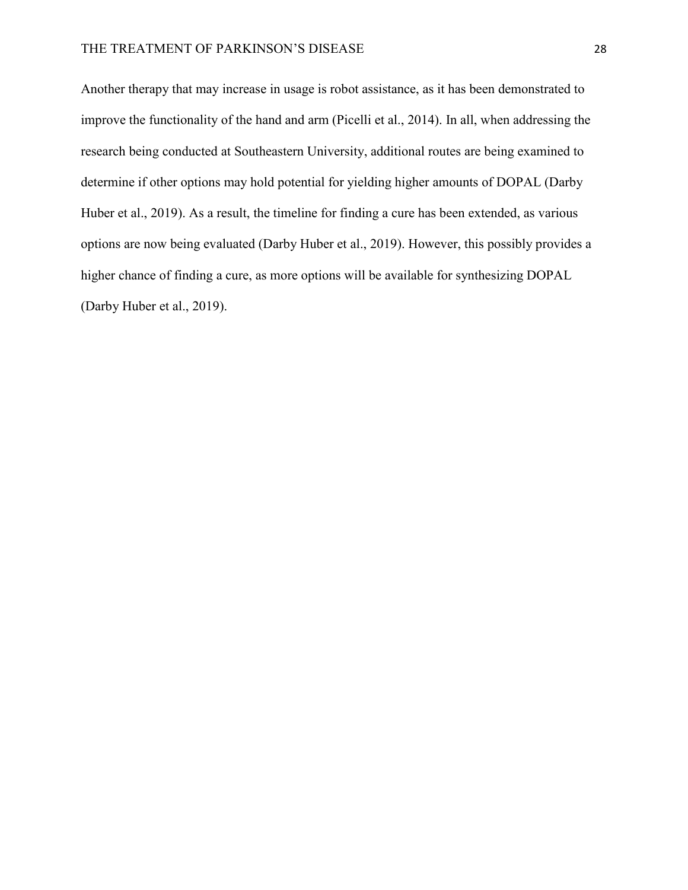Another therapy that may increase in usage is robot assistance, as it has been demonstrated to improve the functionality of the hand and arm (Picelli et al., 2014). In all, when addressing the research being conducted at Southeastern University, additional routes are being examined to determine if other options may hold potential for yielding higher amounts of DOPAL (Darby Huber et al., 2019). As a result, the timeline for finding a cure has been extended, as various options are now being evaluated (Darby Huber et al., 2019). However, this possibly provides a higher chance of finding a cure, as more options will be available for synthesizing DOPAL (Darby Huber et al., 2019).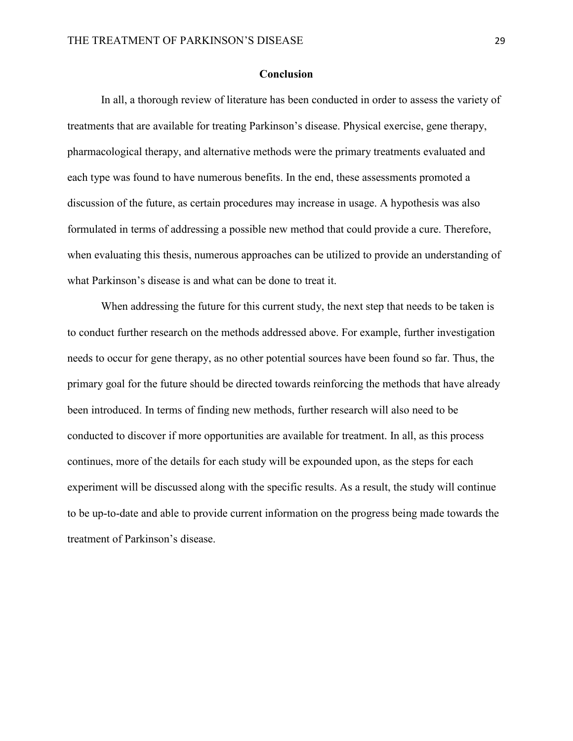## Conclusion

In all, a thorough review of literature has been conducted in order to assess the variety of treatments that are available for treating Parkinson's disease. Physical exercise, gene therapy, pharmacological therapy, and alternative methods were the primary treatments evaluated and each type was found to have numerous benefits. In the end, these assessments promoted a discussion of the future, as certain procedures may increase in usage. A hypothesis was also formulated in terms of addressing a possible new method that could provide a cure. Therefore, when evaluating this thesis, numerous approaches can be utilized to provide an understanding of what Parkinson's disease is and what can be done to treat it.

When addressing the future for this current study, the next step that needs to be taken is to conduct further research on the methods addressed above. For example, further investigation needs to occur for gene therapy, as no other potential sources have been found so far. Thus, the primary goal for the future should be directed towards reinforcing the methods that have already been introduced. In terms of finding new methods, further research will also need to be conducted to discover if more opportunities are available for treatment. In all, as this process continues, more of the details for each study will be expounded upon, as the steps for each experiment will be discussed along with the specific results. As a result, the study will continue to be up-to-date and able to provide current information on the progress being made towards the treatment of Parkinson's disease.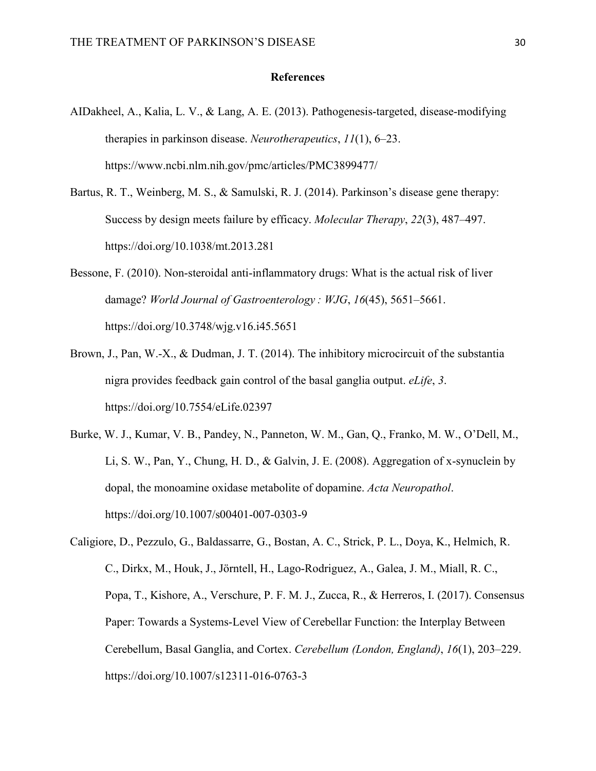## References

AIDakheel, A., Kalia, L. V., & Lang, A. E. (2013). Pathogenesis-targeted, disease-modifying therapies in parkinson disease. *Neurotherapeutics*, *11*(1), 6–23. https://www.ncbi.nlm.nih.gov/pmc/articles/PMC3899477/

Bartus, R. T., Weinberg, M. S., & Samulski, R. J. (2014). Parkinson's disease gene therapy: Success by design meets failure by efficacy. *Molecular Therapy*, *22*(3), 487–497. https://doi.org/10.1038/mt.2013.281

Bessone, F. (2010). Non-steroidal anti-inflammatory drugs: What is the actual risk of liver damage? *World Journal of Gastroenterology : WJG*, *16*(45), 5651–5661. https://doi.org/10.3748/wjg.v16.i45.5651

Brown, J., Pan, W.-X., & Dudman, J. T. (2014). The inhibitory microcircuit of the substantia nigra provides feedback gain control of the basal ganglia output. *eLife*, *3*. https://doi.org/10.7554/eLife.02397

Burke, W. J., Kumar, V. B., Pandey, N., Panneton, W. M., Gan, Q., Franko, M. W., O'Dell, M., Li, S. W., Pan, Y., Chung, H. D., & Galvin, J. E. (2008). Aggregation of x-synuclein by dopal, the monoamine oxidase metabolite of dopamine. *Acta Neuropathol*. https://doi.org/10.1007/s00401-007-0303-9

Caligiore, D., Pezzulo, G., Baldassarre, G., Bostan, A. C., Strick, P. L., Doya, K., Helmich, R. C., Dirkx, M., Houk, J., Jörntell, H., Lago-Rodriguez, A., Galea, J. M., Miall, R. C., Popa, T., Kishore, A., Verschure, P. F. M. J., Zucca, R., & Herreros, I. (2017). Consensus Paper: Towards a Systems-Level View of Cerebellar Function: the Interplay Between Cerebellum, Basal Ganglia, and Cortex. *Cerebellum (London, England)*, *16*(1), 203–229. https://doi.org/10.1007/s12311-016-0763-3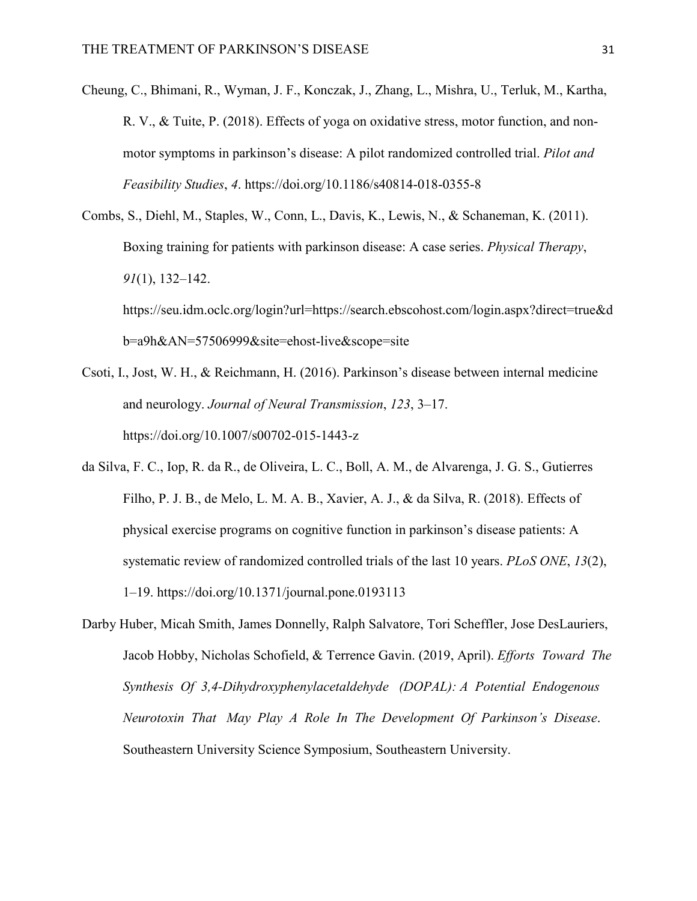Cheung, C., Bhimani, R., Wyman, J. F., Konczak, J., Zhang, L., Mishra, U., Terluk, M., Kartha, R. V., & Tuite, P. (2018). Effects of yoga on oxidative stress, motor function, and non-motor symptoms in parkinson's disease: A pilot randomized controlled trial. *Pilot and Feasibility Studies*, *4*. https://doi.org/10.1186/s40814-018-0355-8

Combs, S., Diehl, M., Staples, W., Conn, L., Davis, K., Lewis, N., & Schaneman, K. (2011). Boxing training for patients with parkinson disease: A case series. *Physical Therapy*, *91*(1), 132–142. https://seu.idm.oclc.org/login?url=https://search.ebscohost.com/login.aspx?direct=true&db=a9h&AN=57506999&site=ehost-live&scope=site

Csoti, I., Jost, W. H., & Reichmann, H. (2016). Parkinson's disease between internal medicine and neurology. *Journal of Neural Transmission*, *123*, 3–17. https://doi.org/10.1007/s00702-015-1443-z

da Silva, F. C., Iop, R. da R., de Oliveira, L. C., Boll, A. M., de Alvarenga, J. G. S., Gutierres Filho, P. J. B., de Melo, L. M. A. B., Xavier, A. J., & da Silva, R. (2018). Effects of physical exercise programs on cognitive function in parkinson's disease patients: A systematic review of randomized controlled trials of the last 10 years. *PLoS ONE*, *13*(2), 1–19. https://doi.org/10.1371/journal.pone.0193113

Darby Huber, Micah Smith, James Donnelly, Ralph Salvatore, Tori Scheffler, Jose DesLauriers, Jacob Hobby, Nicholas Schofield, & Terrence Gavin. (2019, April). *Efforts Toward The Synthesis Of 3,4-Dihydroxyphenylacetaldehyde (DOPAL): A Potential Endogenous Neurotoxin That May Play A Role In The Development Of Parkinson's Disease*. Southeastern University Science Symposium, Southeastern University.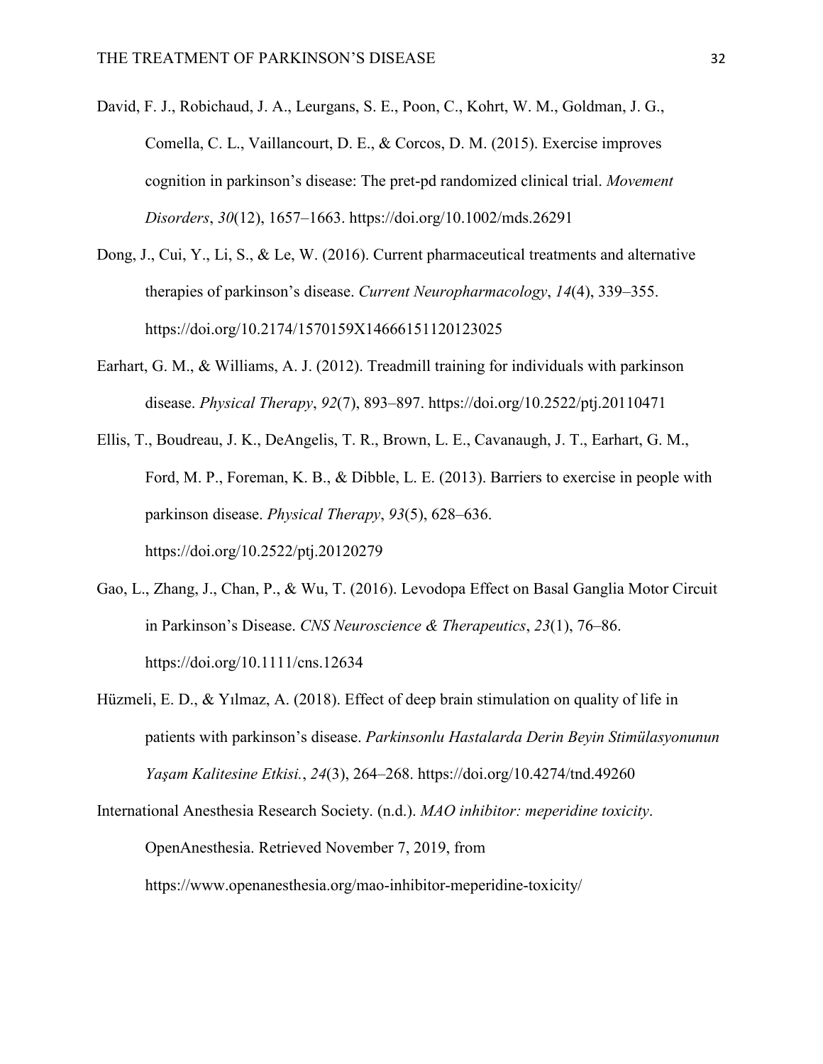David, F. J., Robichaud, J. A., Leurgans, S. E., Poon, C., Kohrt, W. M., Goldman, J. G., Comella, C. L., Vaillancourt, D. E., & Corcos, D. M. (2015). Exercise improves cognition in parkinson's disease: The pret-pd randomized clinical trial. *Movement Disorders*, *30*(12), 1657–1663. https://doi.org/10.1002/mds.26291

Dong, J., Cui, Y., Li, S., & Le, W. (2016). Current pharmaceutical treatments and alternative therapies of parkinson's disease. *Current Neuropharmacology*, *14*(4), 339–355. https://doi.org/10.2174/1570159X14666151120123025

Earhart, G. M., & Williams, A. J. (2012). Treadmill training for individuals with parkinson disease. *Physical Therapy*, *92*(7), 893–897. https://doi.org/10.2522/ptj.20110471

Ellis, T., Boudreau, J. K., DeAngelis, T. R., Brown, L. E., Cavanaugh, J. T., Earhart, G. M., Ford, M. P., Foreman, K. B., & Dibble, L. E. (2013). Barriers to exercise in people with parkinson disease. *Physical Therapy*, *93*(5), 628–636. https://doi.org/10.2522/ptj.20120279

Gao, L., Zhang, J., Chan, P., & Wu, T. (2016). Levodopa Effect on Basal Ganglia Motor Circuit in Parkinson's Disease. *CNS Neuroscience & Therapeutics*, *23*(1), 76–86. https://doi.org/10.1111/cns.12634

Hüzmeli, E. D., & Yılmaz, A. (2018). Effect of deep brain stimulation on quality of life in patients with parkinson's disease. *Parkinsonlu Hastalarda Derin Beyin Stimülasyonunun Yaşam Kalitesine Etkisi.*, *24*(3), 264–268. https://doi.org/10.4274/tnd.49260

International Anesthesia Research Society. (n.d.). *MAO inhibitor: meperidine toxicity*. OpenAnesthesia. Retrieved November 7, 2019, from https://www.openanesthesia.org/mao-inhibitor-meperidine-toxicity/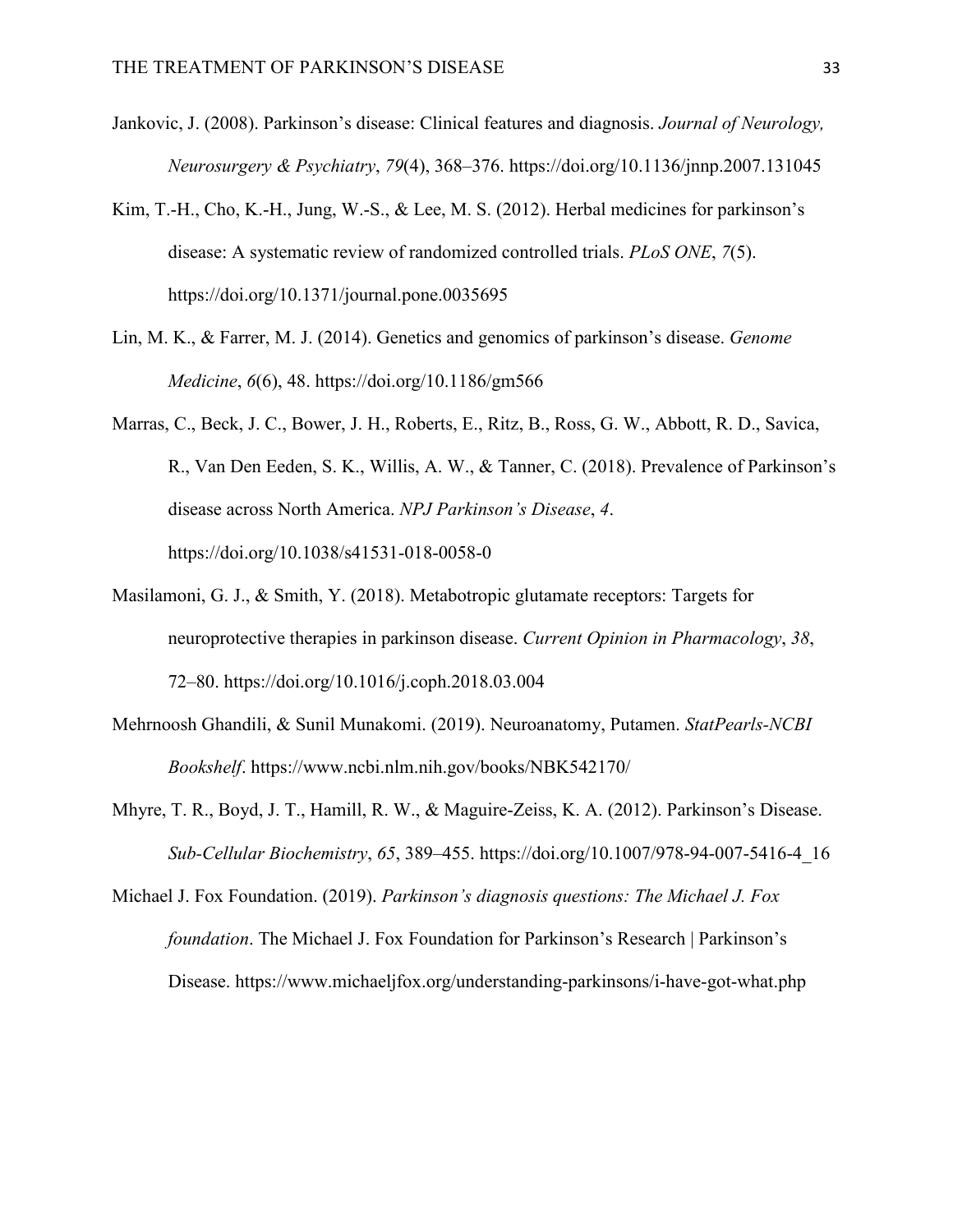Jankovic, J. (2008). Parkinson's disease: Clinical features and diagnosis. *Journal of Neurology, Neurosurgery & Psychiatry*, *79*(4), 368–376. https://doi.org/10.1136/jnnp.2007.131045

Kim, T.-H., Cho, K.-H., Jung, W.-S., & Lee, M. S. (2012). Herbal medicines for parkinson's disease: A systematic review of randomized controlled trials. *PLoS ONE*, *7*(5). https://doi.org/10.1371/journal.pone.0035695

Lin, M. K., & Farrer, M. J. (2014). Genetics and genomics of parkinson's disease. *Genome Medicine*, *6*(6), 48. https://doi.org/10.1186/gm566

Marras, C., Beck, J. C., Bower, J. H., Roberts, E., Ritz, B., Ross, G. W., Abbott, R. D., Savica, R., Van Den Eeden, S. K., Willis, A. W., & Tanner, C. (2018). Prevalence of Parkinson's disease across North America. *NPJ Parkinson's Disease*, *4*. https://doi.org/10.1038/s41531-018-0058-0

Masilamoni, G. J., & Smith, Y. (2018). Metabotropic glutamate receptors: Targets for neuroprotective therapies in parkinson disease. *Current Opinion in Pharmacology*, *38*, 72–80. https://doi.org/10.1016/j.coph.2018.03.004

Mehrnoosh Ghandili, & Sunil Munakomi. (2019). Neuroanatomy, Putamen. *StatPearls-NCBI Bookshelf*. https://www.ncbi.nlm.nih.gov/books/NBK542170/

Mhyre, T. R., Boyd, J. T., Hamill, R. W., & Maguire-Zeiss, K. A. (2012). Parkinson's Disease. *Sub-Cellular Biochemistry*, *65*, 389–455. https://doi.org/10.1007/978-94-007-5416-4_16

Michael J. Fox Foundation. (2019). *Parkinson's diagnosis questions: The Michael J. Fox foundation*. The Michael J. Fox Foundation for Parkinson's Research | Parkinson's Disease. https://www.michaeljfox.org/understanding-parkinsons/i-have-got-what.php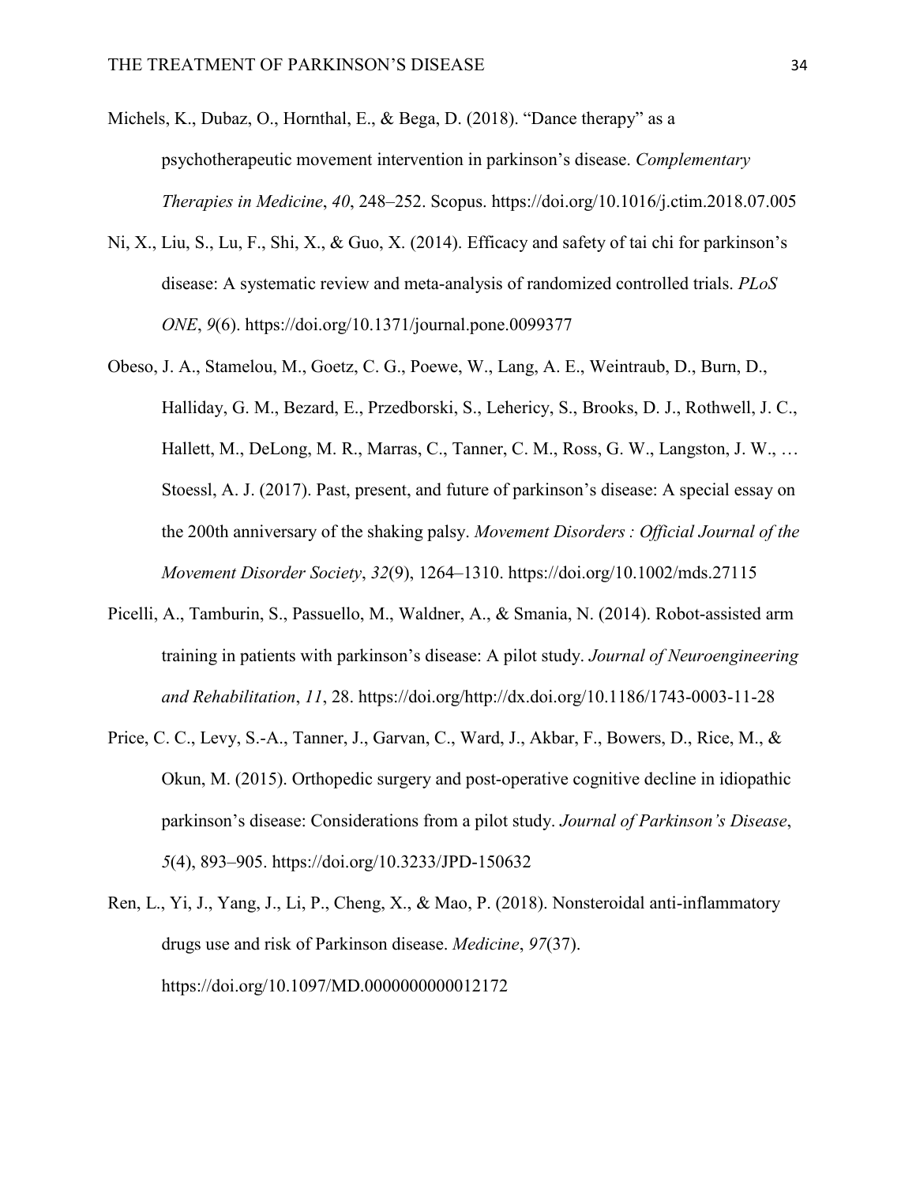Michels, K., Dubaz, O., Hornthal, E., & Bega, D. (2018). "Dance therapy" as a psychotherapeutic movement intervention in parkinson's disease. *Complementary Therapies in Medicine*, *40*, 248–252. Scopus. https://doi.org/10.1016/j.ctim.2018.07.005

Ni, X., Liu, S., Lu, F., Shi, X., & Guo, X. (2014). Efficacy and safety of tai chi for parkinson's disease: A systematic review and meta-analysis of randomized controlled trials. *PLoS ONE*, *9*(6). https://doi.org/10.1371/journal.pone.0099377

Obeso, J. A., Stamelou, M., Goetz, C. G., Poewe, W., Lang, A. E., Weintraub, D., Burn, D., Halliday, G. M., Bezard, E., Przedborski, S., Lehericy, S., Brooks, D. J., Rothwell, J. C., Hallett, M., DeLong, M. R., Marras, C., Tanner, C. M., Ross, G. W., Langston, J. W., … Stoessl, A. J. (2017). Past, present, and future of parkinson's disease: A special essay on the 200th anniversary of the shaking palsy. *Movement Disorders : Official Journal of the Movement Disorder Society*, *32*(9), 1264–1310. https://doi.org/10.1002/mds.27115

Picelli, A., Tamburin, S., Passuello, M., Waldner, A., & Smania, N. (2014). Robot-assisted arm training in patients with parkinson's disease: A pilot study. *Journal of Neuroengineering and Rehabilitation*, *11*, 28. https://doi.org/http://dx.doi.org/10.1186/1743-0003-11-28

Price, C. C., Levy, S.-A., Tanner, J., Garvan, C., Ward, J., Akbar, F., Bowers, D., Rice, M., & Okun, M. (2015). Orthopedic surgery and post-operative cognitive decline in idiopathic parkinson's disease: Considerations from a pilot study. *Journal of Parkinson's Disease*, *5*(4), 893–905. https://doi.org/10.3233/JPD-150632

Ren, L., Yi, J., Yang, J., Li, P., Cheng, X., & Mao, P. (2018). Nonsteroidal anti-inflammatory drugs use and risk of Parkinson disease. *Medicine*, *97*(37). https://doi.org/10.1097/MD.0000000000012172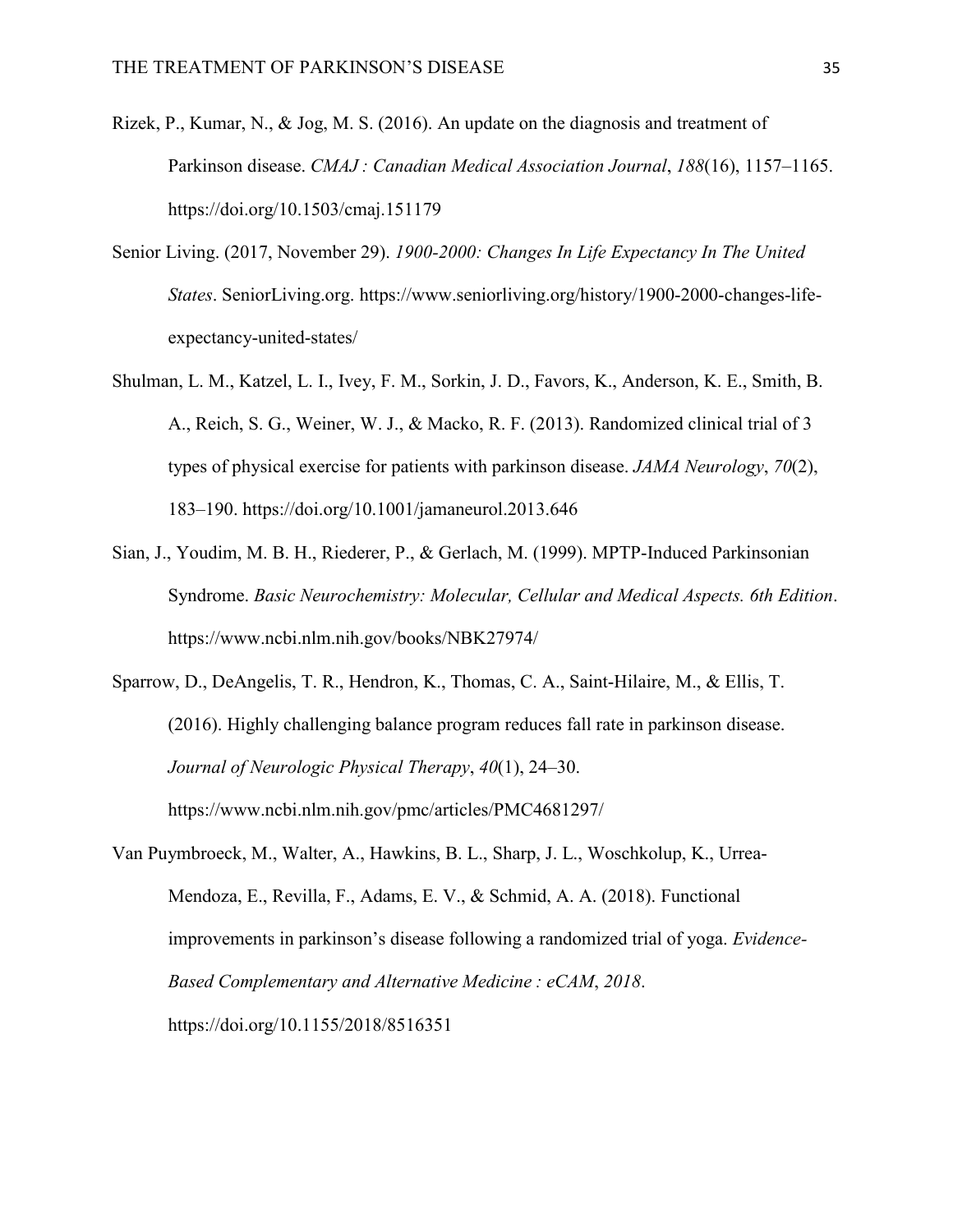Rizek, P., Kumar, N., & Jog, M. S. (2016). An update on the diagnosis and treatment of Parkinson disease. *CMAJ : Canadian Medical Association Journal*, *188*(16), 1157–1165. https://doi.org/10.1503/cmaj.151179

Senior Living. (2017, November 29). *1900-2000: Changes In Life Expectancy In The United States*. SeniorLiving.org. https://www.seniorliving.org/history/1900-2000-changes-life-expectancy-united-states/

Shulman, L. M., Katzel, L. I., Ivey, F. M., Sorkin, J. D., Favors, K., Anderson, K. E., Smith, B. A., Reich, S. G., Weiner, W. J., & Macko, R. F. (2013). Randomized clinical trial of 3 types of physical exercise for patients with parkinson disease. *JAMA Neurology*, *70*(2), 183–190. https://doi.org/10.1001/jamaneurol.2013.646

Sian, J., Youdim, M. B. H., Riederer, P., & Gerlach, M. (1999). MPTP-Induced Parkinsonian Syndrome. *Basic Neurochemistry: Molecular, Cellular and Medical Aspects. 6th Edition*. https://www.ncbi.nlm.nih.gov/books/NBK27974/

Sparrow, D., DeAngelis, T. R., Hendron, K., Thomas, C. A., Saint-Hilaire, M., & Ellis, T. (2016). Highly challenging balance program reduces fall rate in parkinson disease. *Journal of Neurologic Physical Therapy*, *40*(1), 24–30. https://www.ncbi.nlm.nih.gov/pmc/articles/PMC4681297/

Van Puymbroeck, M., Walter, A., Hawkins, B. L., Sharp, J. L., Woschkolup, K., Urrea-Mendoza, E., Revilla, F., Adams, E. V., & Schmid, A. A. (2018). Functional improvements in parkinson's disease following a randomized trial of yoga. *Evidence-Based Complementary and Alternative Medicine : eCAM*, *2018*. https://doi.org/10.1155/2018/8516351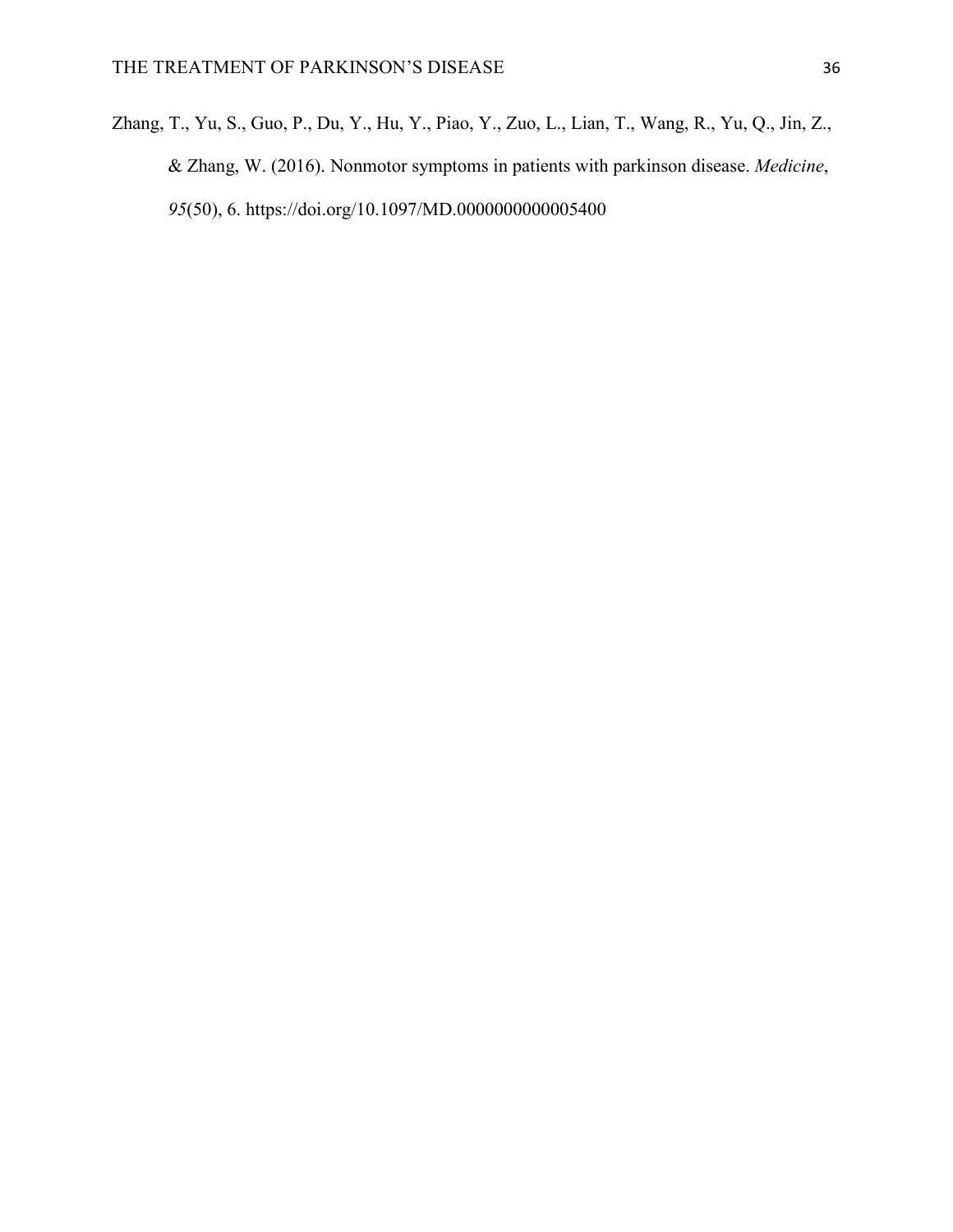Zhang, T., Yu, S., Guo, P., Du, Y., Hu, Y., Piao, Y., Zuo, L., Lian, T., Wang, R., Yu, Q., Jin, Z., & Zhang, W. (2016). Nonmotor symptoms in patients with parkinson disease. *Medicine*, *95*(50), 6. https://doi.org/10.1097/MD.0000000000005400